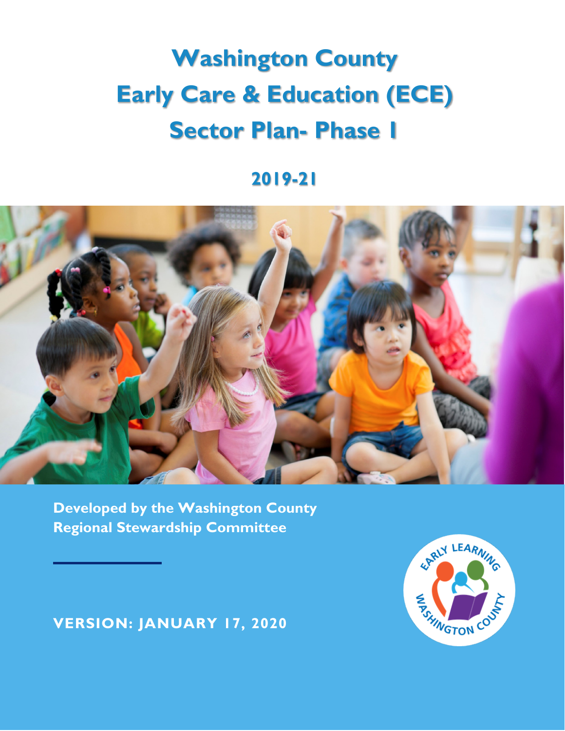# Washington County Early Care & Education (ECE) Sector Plan- Phase 1

## 2019-21

**Developed by the Washington County Regional Stewardship Committee**

**VERSION: JANUARY 17, 2020**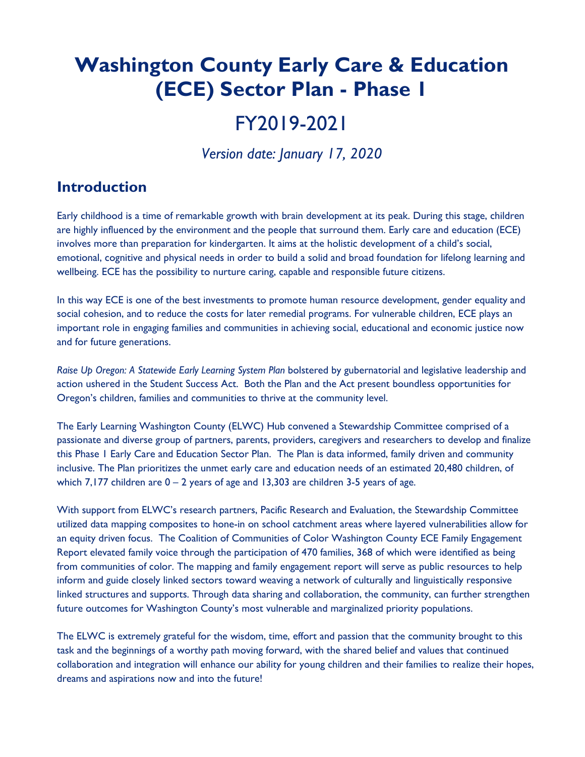# Washington County Early Care & Education (ECE) Sector Plan - Phase 1

# FY2019-2021

*Version date: January 17, 2020*

## Introduction

Early childhood is a time of remarkable growth with brain development at its peak. During this stage, children are highly influenced by the environment and the people that surround them. Early care and education (ECE) involves more than preparation for kindergarten. It aims at the holistic development of a child's social, emotional, cognitive and physical needs in order to build a solid and broad foundation for lifelong learning and wellbeing. ECE has the possibility to nurture caring, capable and responsible future citizens.

In this way ECE is one of the best investments to promote human resource development, gender equality and social cohesion, and to reduce the costs for later remedial programs. For vulnerable children, ECE plays an important role in engaging families and communities in achieving social, educational and economic justice now and for future generations.

*Raise Up Oregon: A Statewide Early Learning System Plan* bolstered by gubernatorial and legislative leadership and action ushered in the Student Success Act. Both the Plan and the Act present boundless opportunities for Oregon's children, families and communities to thrive at the community level.

The Early Learning Washington County (ELWC) Hub convened a Stewardship Committee comprised of a passionate and diverse group of partners, parents, providers, caregivers and researchers to develop and finalize this Phase 1 Early Care and Education Sector Plan. The Plan is data informed, family driven and community inclusive. The Plan prioritizes the unmet early care and education needs of an estimated 20,480 children, of which 7,177 children are 0 – 2 years of age and 13,303 are children 3-5 years of age.

With support from ELWC's research partners, Pacific Research and Evaluation, the Stewardship Committee utilized data mapping composites to hone-in on school catchment areas where layered vulnerabilities allow for an equity driven focus. The Coalition of Communities of Color Washington County ECE Family Engagement Report elevated family voice through the participation of 470 families, 368 of which were identified as being from communities of color. The mapping and family engagement report will serve as public resources to help inform and guide closely linked sectors toward weaving a network of culturally and linguistically responsive linked structures and supports. Through data sharing and collaboration, the community, can further strengthen future outcomes for Washington County's most vulnerable and marginalized priority populations.

The ELWC is extremely grateful for the wisdom, time, effort and passion that the community brought to this task and the beginnings of a worthy path moving forward, with the shared belief and values that continued collaboration and integration will enhance our ability for young children and their families to realize their hopes, dreams and aspirations now and into the future!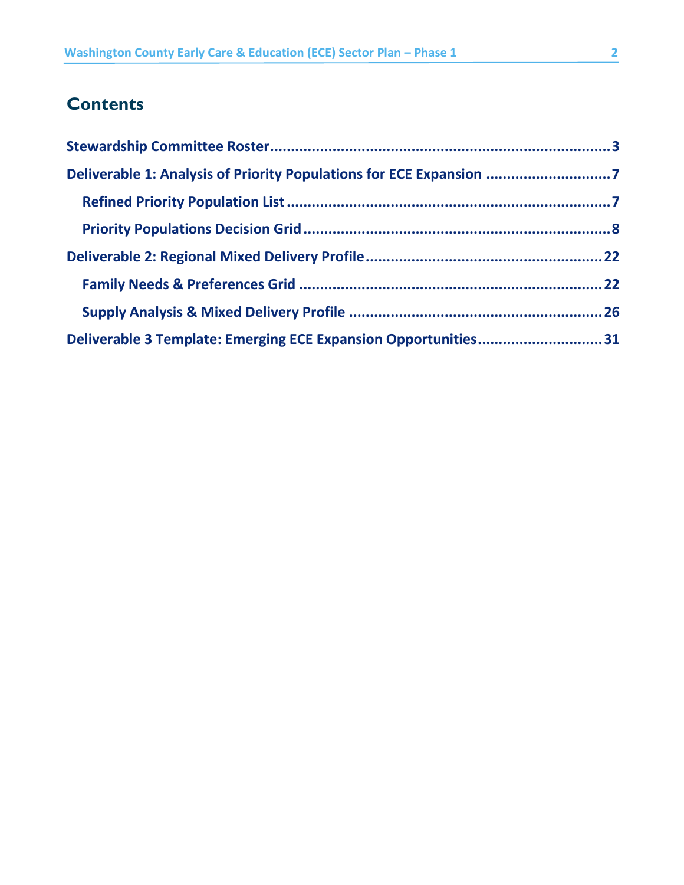## Contents

- Stewardship Committee Roster .......... 3
- Deliverable 1: Analysis of Priority Populations for ECE Expansion .......... 7
  - Refined Priority Population List .......... 7
  - Priority Populations Decision Grid .......... 8
- Deliverable 2: Regional Mixed Delivery Profile .......... 22
  - Family Needs & Preferences Grid .......... 22
  - Supply Analysis & Mixed Delivery Profile .......... 26
- Deliverable 3 Template: Emerging ECE Expansion Opportunities .......... 31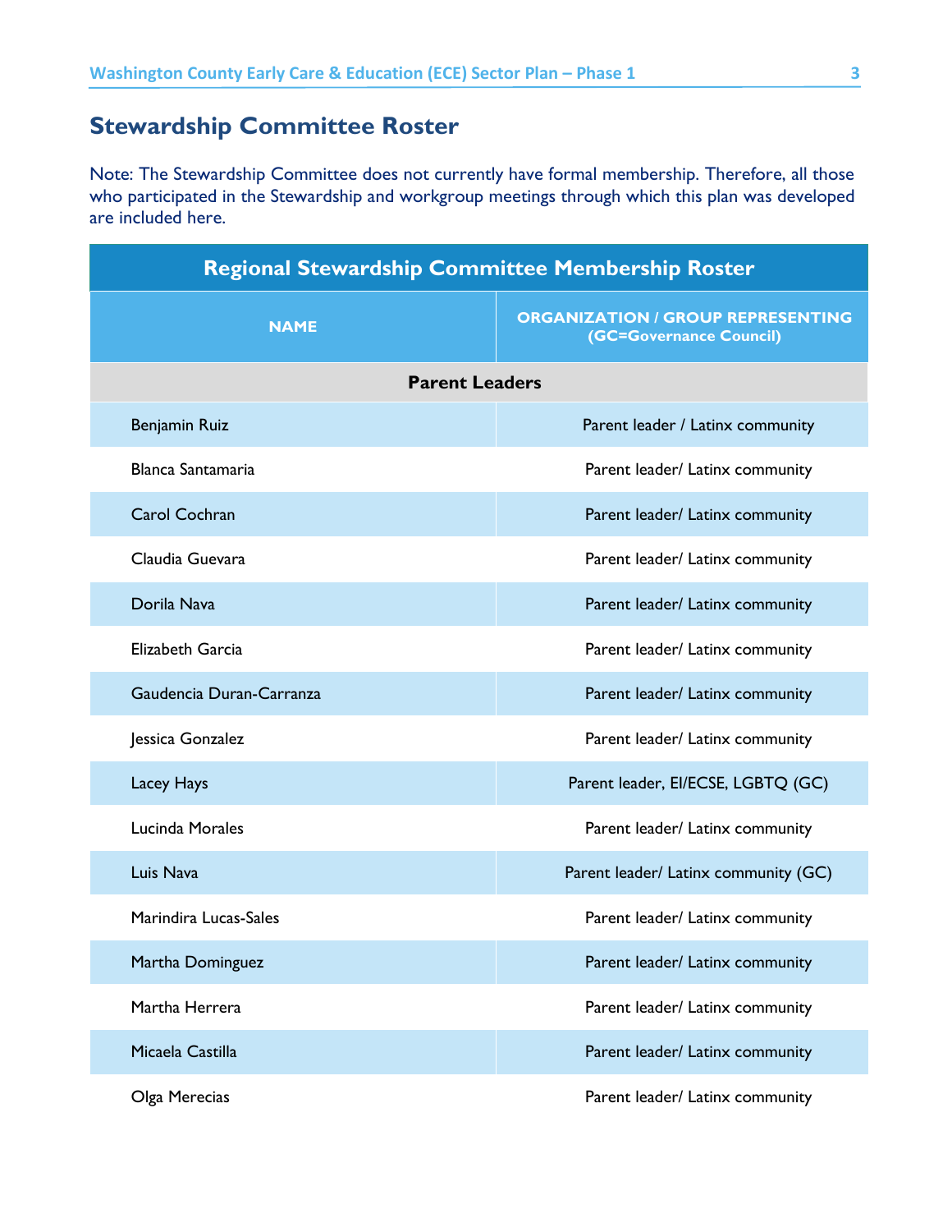## Stewardship Committee Roster

Note: The Stewardship Committee does not currently have formal membership. Therefore, all those who participated in the Stewardship and workgroup meetings through which this plan was developed are included here.

| Regional Stewardship Committee Membership Roster | |
|---|---|
| **NAME** | **ORGANIZATION / GROUP REPRESENTING (GC=Governance Council)** |
| **Parent Leaders** | |
| Benjamin Ruiz | Parent leader / Latinx community |
| Blanca Santamaria | Parent leader/ Latinx community |
| Carol Cochran | Parent leader/ Latinx community |
| Claudia Guevara | Parent leader/ Latinx community |
| Dorila Nava | Parent leader/ Latinx community |
| Elizabeth Garcia | Parent leader/ Latinx community |
| Gaudencia Duran-Carranza | Parent leader/ Latinx community |
| Jessica Gonzalez | Parent leader/ Latinx community |
| Lacey Hays | Parent leader, EI/ECSE, LGBTQ (GC) |
| Lucinda Morales | Parent leader/ Latinx community |
| Luis Nava | Parent leader/ Latinx community (GC) |
| Marindira Lucas-Sales | Parent leader/ Latinx community |
| Martha Dominguez | Parent leader/ Latinx community |
| Martha Herrera | Parent leader/ Latinx community |
| Micaela Castilla | Parent leader/ Latinx community |
| Olga Merecias | Parent leader/ Latinx community |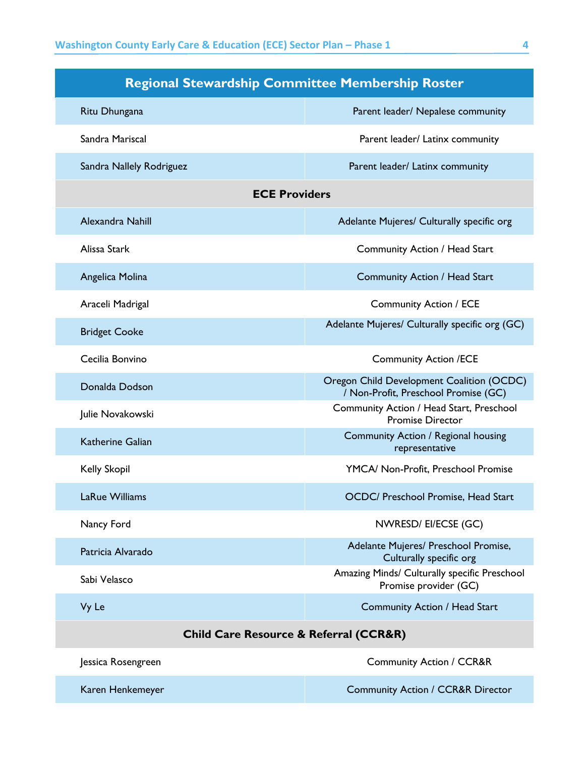| Regional Stewardship Committee Membership Roster | |
|---|---|
| Ritu Dhungana | Parent leader/ Nepalese community |
| Sandra Mariscal | Parent leader/ Latinx community |
| Sandra Nallely Rodriguez | Parent leader/ Latinx community |
| **ECE Providers** | |
| Alexandra Nahill | Adelante Mujeres/ Culturally specific org |
| Alissa Stark | Community Action / Head Start |
| Angelica Molina | Community Action / Head Start |
| Araceli Madrigal | Community Action / ECE |
| Bridget Cooke | Adelante Mujeres/ Culturally specific org (GC) |
| Cecilia Bonvino | Community Action /ECE |
| Donalda Dodson | Oregon Child Development Coalition (OCDC) / Non-Profit, Preschool Promise (GC) |
| Julie Novakowski | Community Action / Head Start, Preschool Promise Director |
| Katherine Galian | Community Action / Regional housing representative |
| Kelly Skopil | YMCA/ Non-Profit, Preschool Promise |
| LaRue Williams | OCDC/ Preschool Promise, Head Start |
| Nancy Ford | NWRESD/ EI/ECSE (GC) |
| Patricia Alvarado | Adelante Mujeres/ Preschool Promise, Culturally specific org |
| Sabi Velasco | Amazing Minds/ Culturally specific Preschool Promise provider (GC) |
| Vy Le | Community Action / Head Start |
| **Child Care Resource & Referral (CCR&R)** | |
| Jessica Rosengreen | Community Action / CCR&R |
| Karen Henkemeyer | Community Action / CCR&R Director |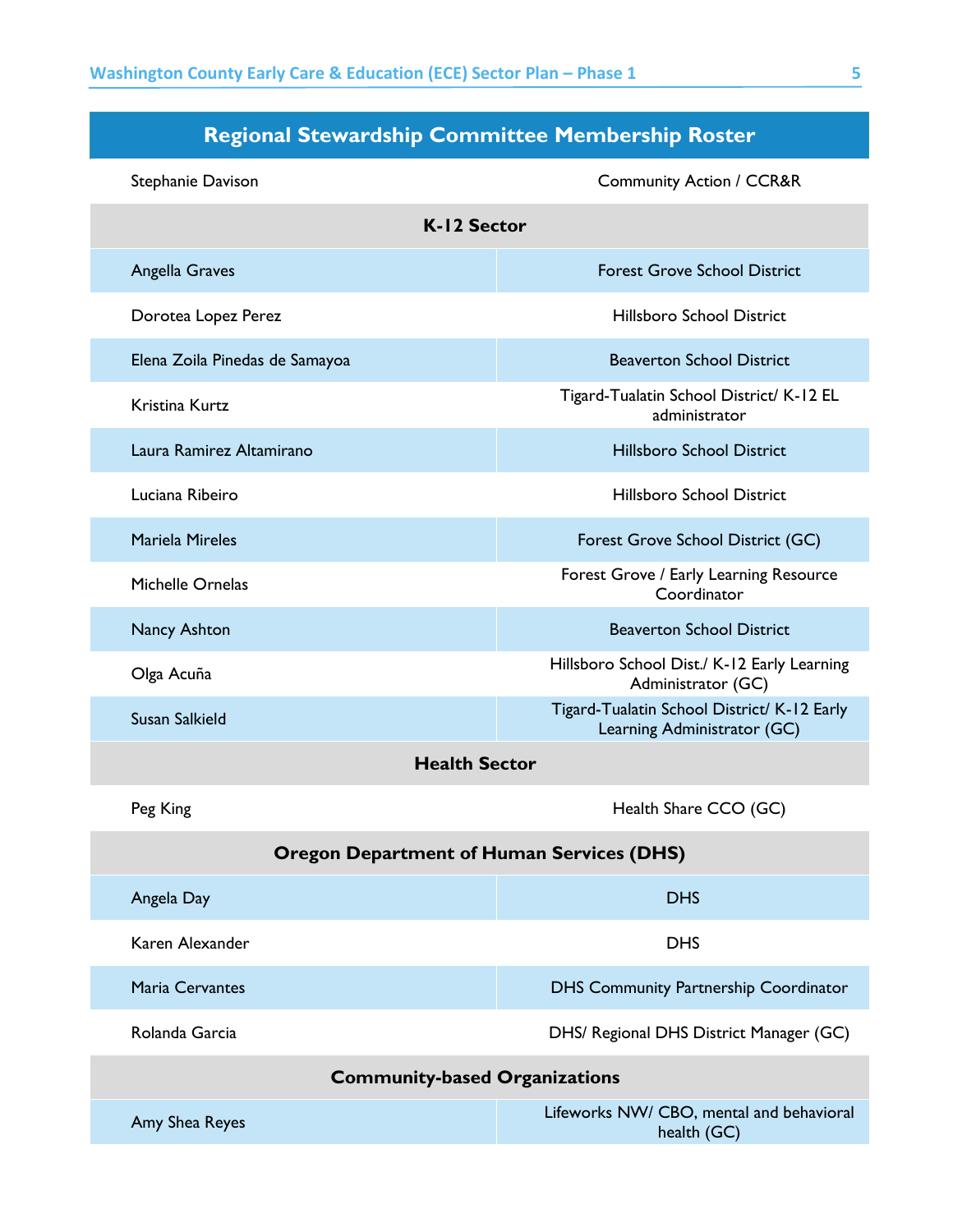| Regional Stewardship Committee Membership Roster | |
|---|---|
| Stephanie Davison | Community Action / CCR&R |
| **K-12 Sector** | |
| Angella Graves | Forest Grove School District |
| Dorotea Lopez Perez | Hillsboro School District |
| Elena Zoila Pinedas de Samayoa | Beaverton School District |
| Kristina Kurtz | Tigard-Tualatin School District/ K-12 EL administrator |
| Laura Ramirez Altamirano | Hillsboro School District |
| Luciana Ribeiro | Hillsboro School District |
| Mariela Mireles | Forest Grove School District (GC) |
| Michelle Ornelas | Forest Grove / Early Learning Resource Coordinator |
| Nancy Ashton | Beaverton School District |
| Olga Acuña | Hillsboro School Dist./ K-12 Early Learning Administrator (GC) |
| Susan Salkield | Tigard-Tualatin School District/ K-12 Early Learning Administrator (GC) |
| **Health Sector** | |
| Peg King | Health Share CCO (GC) |
| **Oregon Department of Human Services (DHS)** | |
| Angela Day | DHS |
| Karen Alexander | DHS |
| Maria Cervantes | DHS Community Partnership Coordinator |
| Rolanda Garcia | DHS/ Regional DHS District Manager (GC) |
| **Community-based Organizations** | |
| Amy Shea Reyes | Lifeworks NW/ CBO, mental and behavioral health (GC) |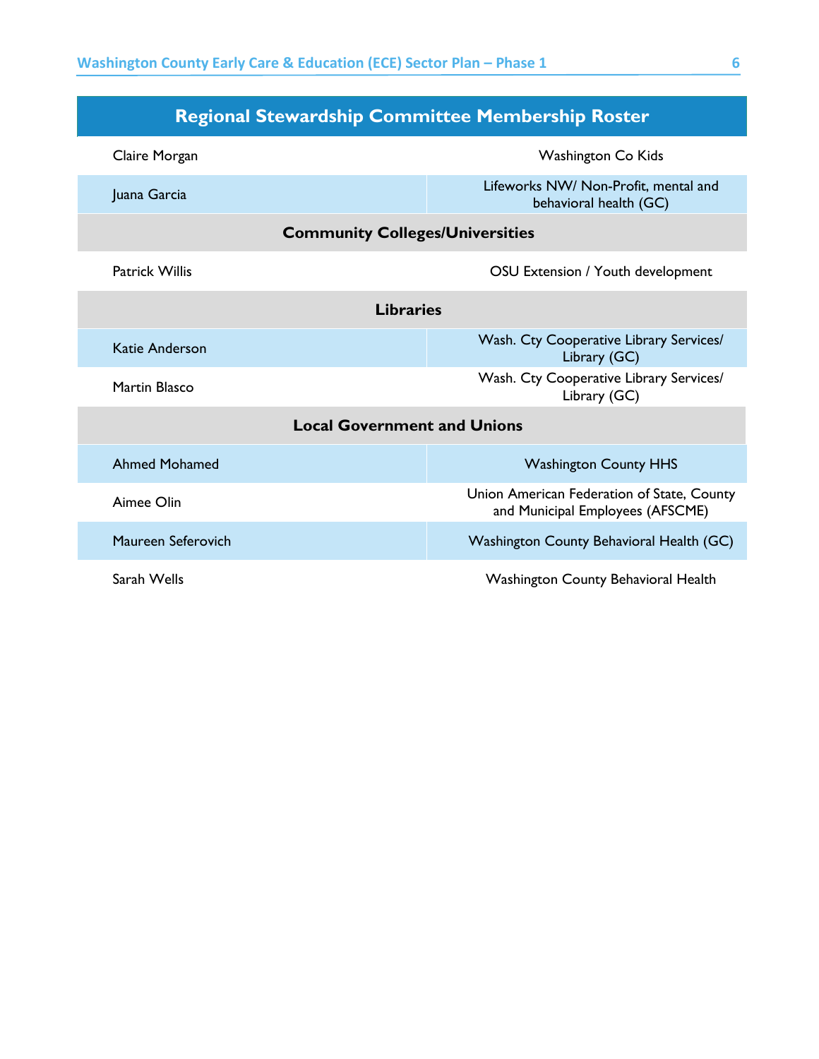| Regional Stewardship Committee Membership Roster | |
|---|---|
| Claire Morgan | Washington Co Kids |
| Juana Garcia | Lifeworks NW/ Non-Profit, mental and behavioral health (GC) |
| **Community Colleges/Universities** | |
| Patrick Willis | OSU Extension / Youth development |
| **Libraries** | |
| Katie Anderson | Wash. Cty Cooperative Library Services/ Library (GC) |
| Martin Blasco | Wash. Cty Cooperative Library Services/ Library (GC) |
| **Local Government and Unions** | |
| Ahmed Mohamed | Washington County HHS |
| Aimee Olin | Union American Federation of State, County and Municipal Employees (AFSCME) |
| Maureen Seferovich | Washington County Behavioral Health (GC) |
| Sarah Wells | Washington County Behavioral Health |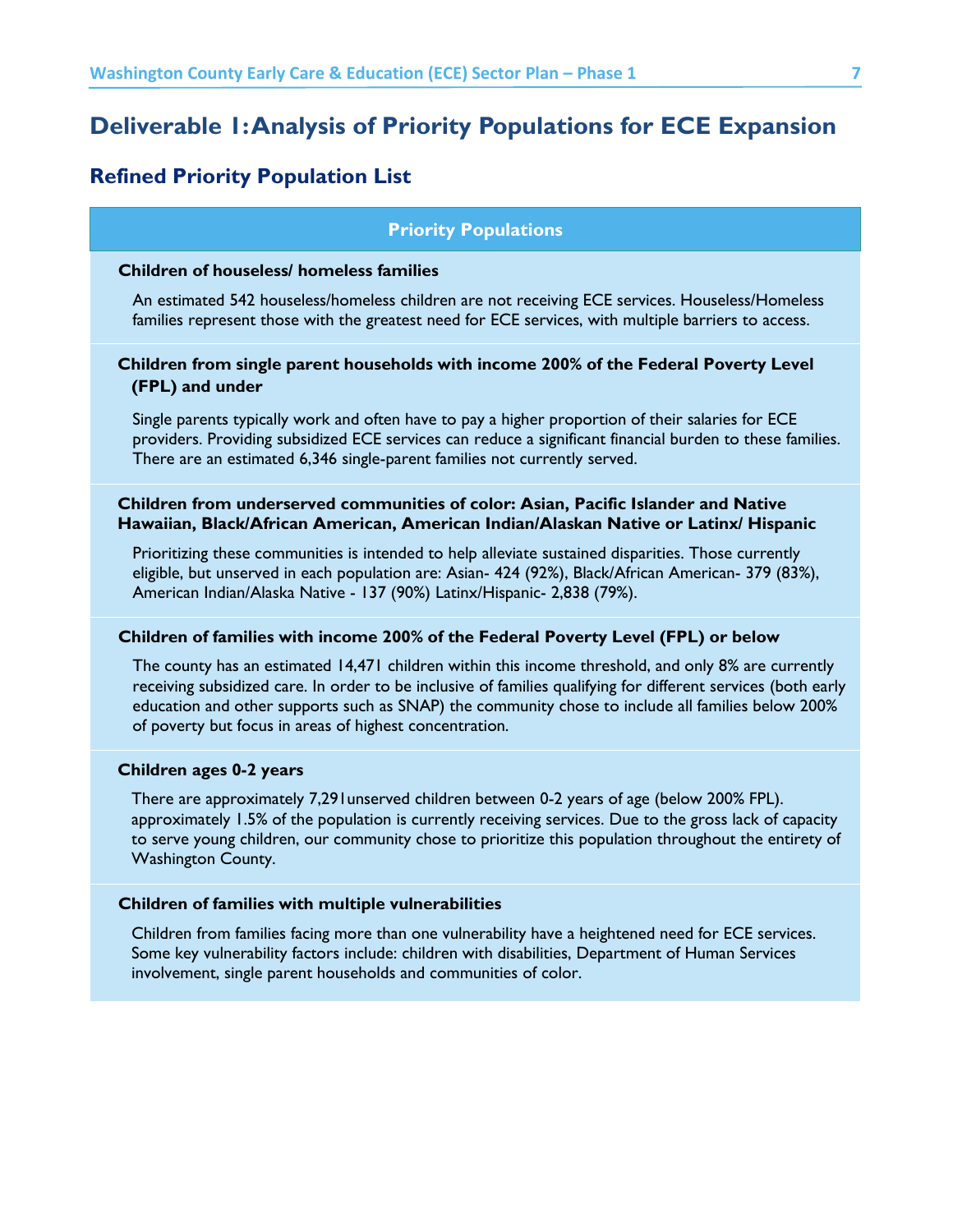# Deliverable 1: Analysis of Priority Populations for ECE Expansion

## Refined Priority Population List

| Priority Populations |
| --- |
| **Children of houseless/ homeless families**<br><br>An estimated 542 houseless/homeless children are not receiving ECE services. Houseless/Homeless families represent those with the greatest need for ECE services, with multiple barriers to access. |
| **Children from single parent households with income 200% of the Federal Poverty Level (FPL) and under**<br><br>Single parents typically work and often have to pay a higher proportion of their salaries for ECE providers. Providing subsidized ECE services can reduce a significant financial burden to these families. There are an estimated 6,346 single-parent families not currently served. |
| **Children from underserved communities of color: Asian, Pacific Islander and Native Hawaiian, Black/African American, American Indian/Alaskan Native or Latinx/ Hispanic**<br><br>Prioritizing these communities is intended to help alleviate sustained disparities. Those currently eligible, but unserved in each population are: Asian- 424 (92%), Black/African American- 379 (83%), American Indian/Alaska Native - 137 (90%) Latinx/Hispanic- 2,838 (79%). |
| **Children of families with income 200% of the Federal Poverty Level (FPL) or below**<br><br>The county has an estimated 14,471 children within this income threshold, and only 8% are currently receiving subsidized care. In order to be inclusive of families qualifying for different services (both early education and other supports such as SNAP) the community chose to include all families below 200% of poverty but focus in areas of highest concentration. |
| **Children ages 0-2 years**<br><br>There are approximately 7,291unserved children between 0-2 years of age (below 200% FPL). approximately 1.5% of the population is currently receiving services. Due to the gross lack of capacity to serve young children, our community chose to prioritize this population throughout the entirety of Washington County. |
| **Children of families with multiple vulnerabilities**<br><br>Children from families facing more than one vulnerability have a heightened need for ECE services. Some key vulnerability factors include: children with disabilities, Department of Human Services involvement, single parent households and communities of color. |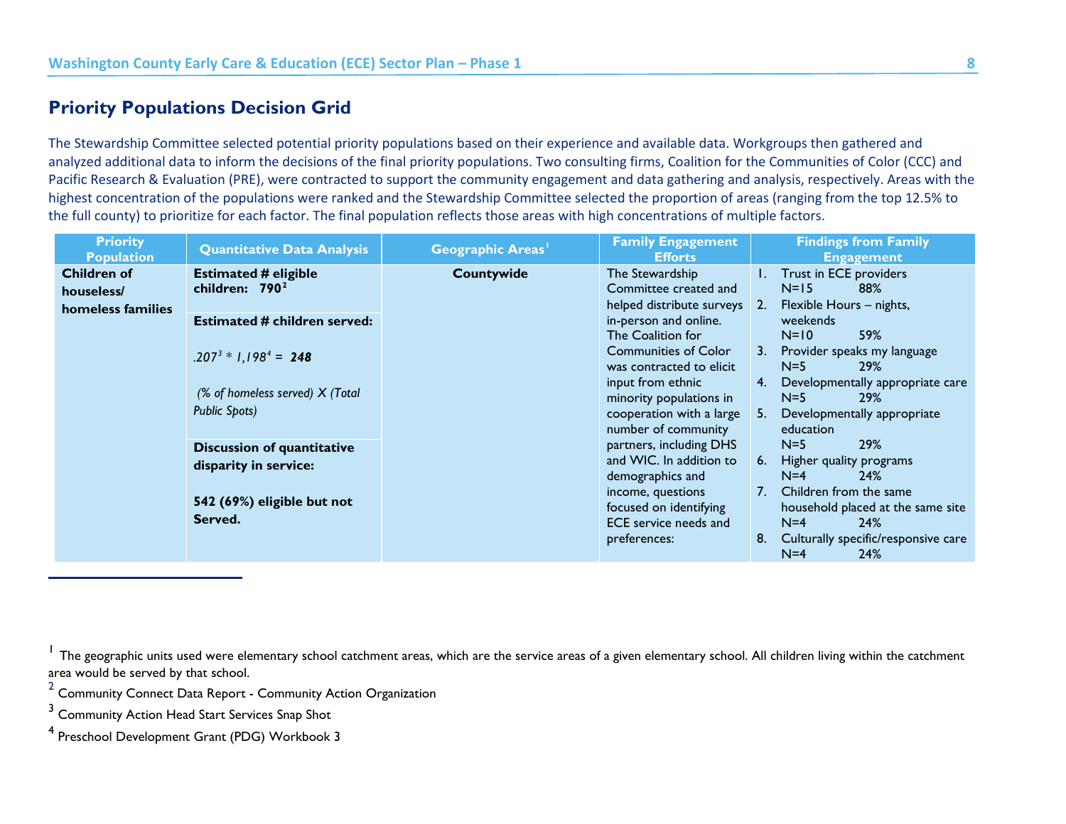## Priority Populations Decision Grid

The Stewardship Committee selected potential priority populations based on their experience and available data. Workgroups then gathered and analyzed additional data to inform the decisions of the final priority populations. Two consulting firms, Coalition for the Communities of Color (CCC) and Pacific Research & Evaluation (PRE), were contracted to support the community engagement and data gathering and analysis, respectively. Areas with the highest concentration of the populations were ranked and the Stewardship Committee selected the proportion of areas (ranging from the top 12.5% to the full county) to prioritize for each factor. The final population reflects those areas with high concentrations of multiple factors.

| Priority Population | Quantitative Data Analysis | Geographic Areas[1] | Family Engagement Efforts | Findings from Family Engagement |
|---|---|---|---|---|
| **Children of houseless/ homeless families** | **Estimated # eligible children: 790**[2]<br><br>**Estimated # children served:**<br><br>*.207*[3] * *1,198*[4] = ***248***<br><br>*(% of homeless served) X (Total Public Spots)*<br><br>**Discussion of quantitative disparity in service:**<br><br>**542 (69%) eligible but not Served.** | **Countywide** | The Stewardship Committee created and helped distribute surveys in-person and online. The Coalition for Communities of Color was contracted to elicit input from ethnic minority populations in cooperation with a large number of community partners, including DHS and WIC. In addition to demographics and income, questions focused on identifying ECE service needs and preferences: | 1. Trust in ECE providers N=15 88%<br>2. Flexible Hours – nights, weekends N=10 59%<br>3. Provider speaks my language N=5 29%<br>4. Developmentally appropriate care N=5 29%<br>5. Developmentally appropriate education N=5 29%<br>6. Higher quality programs N=4 24%<br>7. Children from the same household placed at the same site N=4 24%<br>8. Culturally specific/responsive care N=4 24% |

[1] The geographic units used were elementary school catchment areas, which are the service areas of a given elementary school. All children living within the catchment area would be served by that school.

[2] Community Connect Data Report - Community Action Organization

[3] Community Action Head Start Services Snap Shot

[4] Preschool Development Grant (PDG) Workbook 3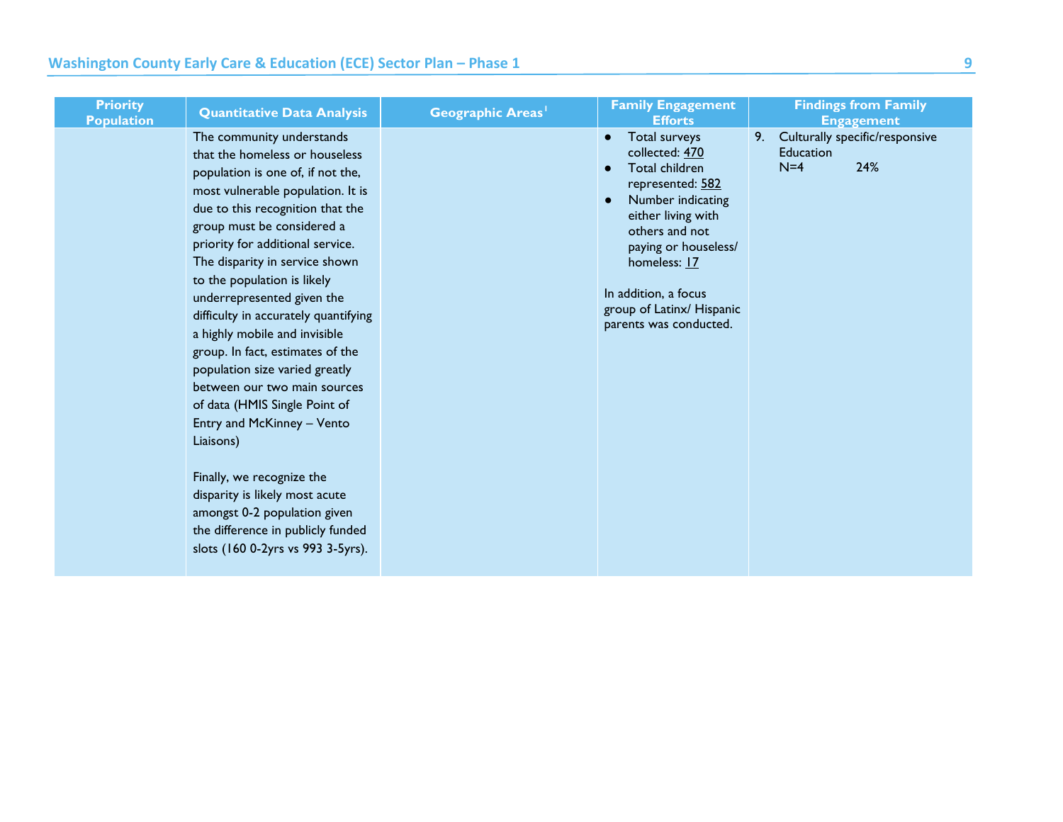| Priority Population | Quantitative Data Analysis | Geographic Areas[1] | Family Engagement Efforts | Findings from Family Engagement |
|---|---|---|---|---|
| | The community understands that the homeless or houseless population is one of, if not the, most vulnerable population. It is due to this recognition that the group must be considered a priority for additional service. The disparity in service shown to the population is likely underrepresented given the difficulty in accurately quantifying a highly mobile and invisible group. In fact, estimates of the population size varied greatly between our two main sources of data (HMIS Single Point of Entry and McKinney – Vento Liaisons)<br><br>Finally, we recognize the disparity is likely most acute amongst 0-2 population given the difference in publicly funded slots (160 0-2yrs vs 993 3-5yrs). | | • Total surveys collected: 470<br>• Total children represented: 582<br>• Number indicating either living with others and not paying or houseless/ homeless: 17<br><br>In addition, a focus group of Latinx/ Hispanic parents was conducted. | 9. Culturally specific/responsive Education N=4 24% |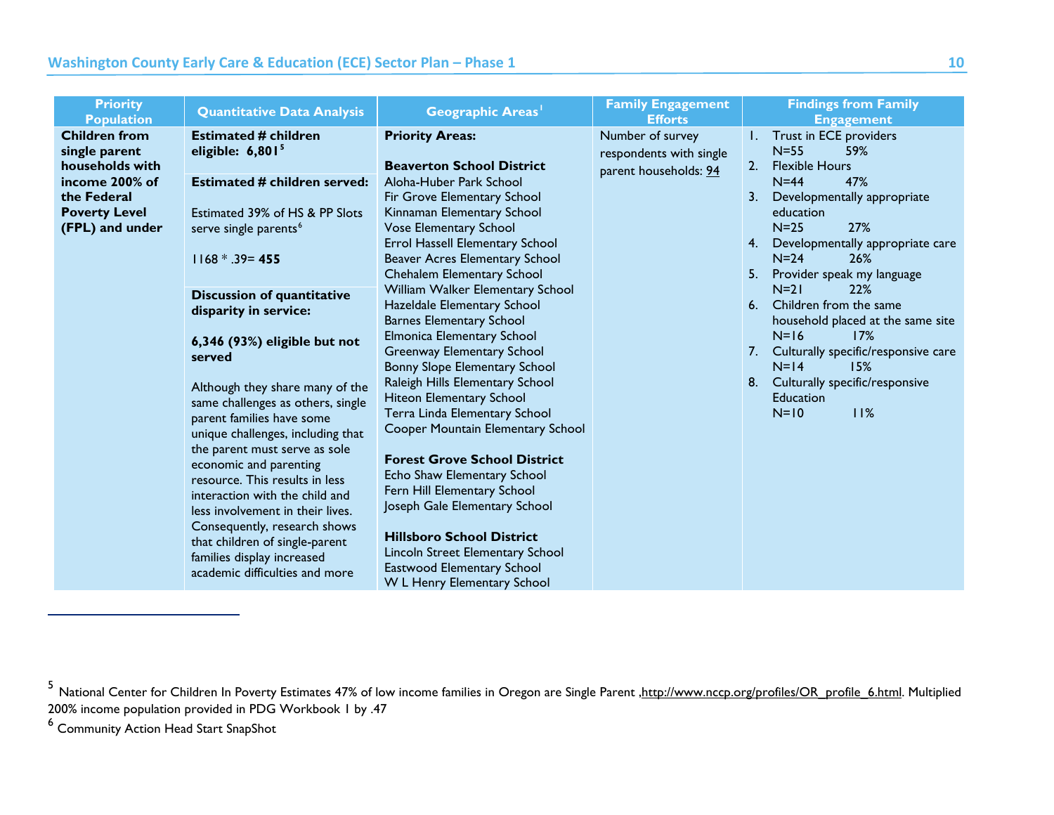| Priority Population | Quantitative Data Analysis | Geographic Areas[1] | Family Engagement Efforts | Findings from Family Engagement |
|---|---|---|---|---|
| **Children from single parent households with income 200% of the Federal Poverty Level (FPL) and under** | **Estimated # children eligible: 6,801**[5]<br><br>**Estimated # children served:**<br><br>Estimated 39% of HS & PP Slots serve single parents[6]<br><br>1168 * .39= **455**<br><br>**Discussion of quantitative disparity in service:**<br><br>**6,346 (93%) eligible but not served**<br><br>Although they share many of the same challenges as others, single parent families have some unique challenges, including that the parent must serve as sole economic and parenting resource. This results in less interaction with the child and less involvement in their lives. Consequently, research shows that children of single-parent families display increased academic difficulties and more | **Priority Areas:**<br><br>**Beaverton School District**<br>Aloha-Huber Park School<br>Fir Grove Elementary School<br>Kinnaman Elementary School<br>Vose Elementary School<br>Errol Hassell Elementary School<br>Beaver Acres Elementary School<br>Chehalem Elementary School<br>William Walker Elementary School<br>Hazeldale Elementary School<br>Barnes Elementary School<br>Elmonica Elementary School<br>Greenway Elementary School<br>Bonny Slope Elementary School<br>Raleigh Hills Elementary School<br>Hiteon Elementary School<br>Terra Linda Elementary School<br>Cooper Mountain Elementary School<br><br>**Forest Grove School District**<br>Echo Shaw Elementary School<br>Fern Hill Elementary School<br>Joseph Gale Elementary School<br><br>**Hillsboro School District**<br>Lincoln Street Elementary School<br>Eastwood Elementary School<br>W L Henry Elementary School | Number of survey respondents with single parent households: 94 | 1. Trust in ECE providers N=55 59%<br>2. Flexible Hours N=44 47%<br>3. Developmentally appropriate education N=25 27%<br>4. Developmentally appropriate care N=24 26%<br>5. Provider speak my language N=21 22%<br>6. Children from the same household placed at the same site N=16 17%<br>7. Culturally specific/responsive care N=14 15%<br>8. Culturally specific/responsive Education N=10 11% |

---

[5] National Center for Children In Poverty Estimates 47% of low income families in Oregon are Single Parent ,http://www.nccp.org/profiles/OR_profile_6.html. Multiplied 200% income population provided in PDG Workbook 1 by .47

[6] Community Action Head Start SnapShot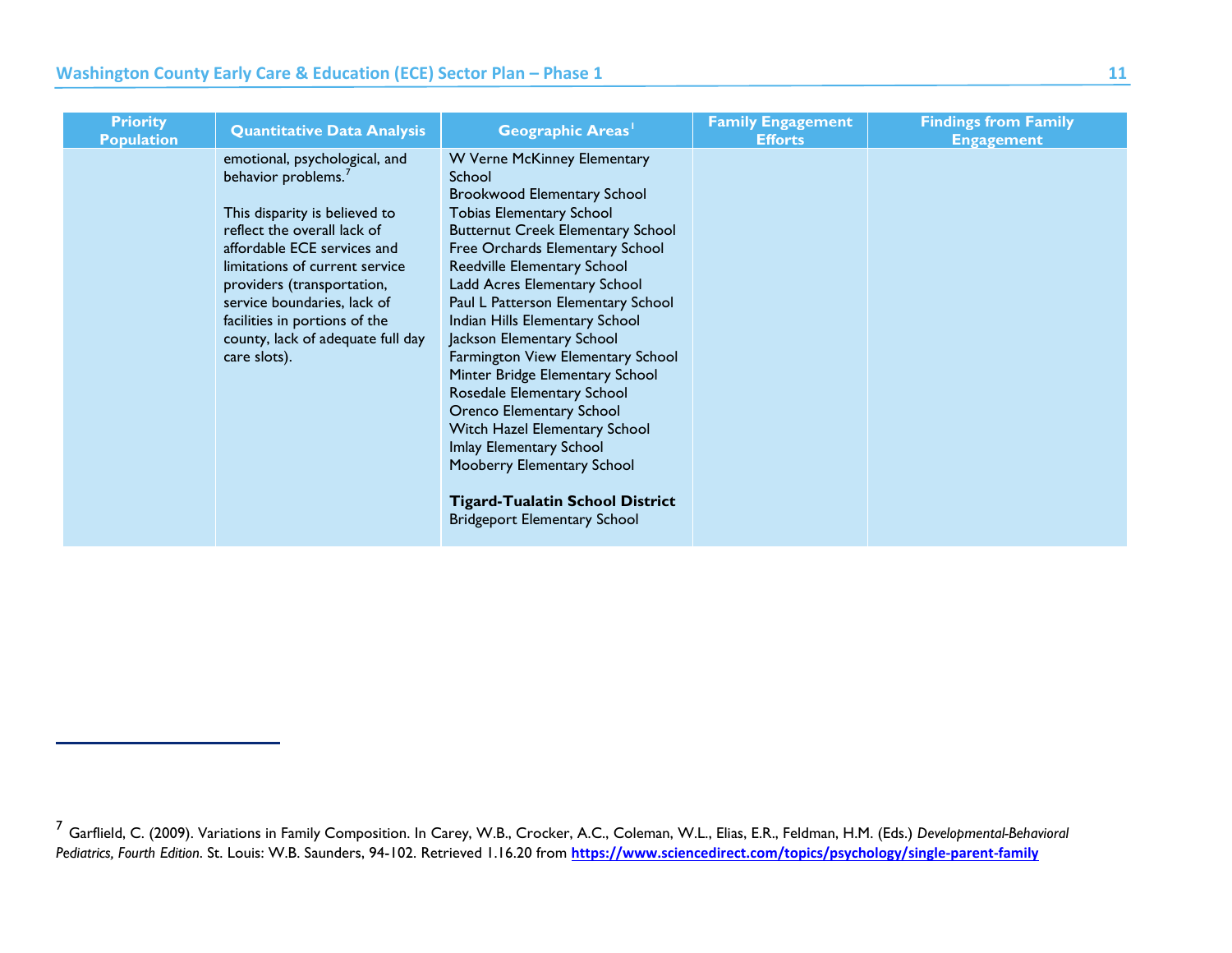| Priority Population | Quantitative Data Analysis | Geographic Areas[1] | Family Engagement Efforts | Findings from Family Engagement |
|---|---|---|---|---|
| | emotional, psychological, and behavior problems.[7]<br><br>This disparity is believed to reflect the overall lack of affordable ECE services and limitations of current service providers (transportation, service boundaries, lack of facilities in portions of the county, lack of adequate full day care slots). | W Verne McKinney Elementary School<br>Brookwood Elementary School<br>Tobias Elementary School<br>Butternut Creek Elementary School<br>Free Orchards Elementary School<br>Reedville Elementary School<br>Ladd Acres Elementary School<br>Paul L Patterson Elementary School<br>Indian Hills Elementary School<br>Jackson Elementary School<br>Farmington View Elementary School<br>Minter Bridge Elementary School<br>Rosedale Elementary School<br>Orenco Elementary School<br>Witch Hazel Elementary School<br>Imlay Elementary School<br>Mooberry Elementary School<br><br>**Tigard-Tualatin School District**<br>Bridgeport Elementary School | | |

[7] Garflield, C. (2009). Variations in Family Composition. In Carey, W.B., Crocker, A.C., Coleman, W.L., Elias, E.R., Feldman, H.M. (Eds.) *Developmental-Behavioral Pediatrics, Fourth Edition*. St. Louis: W.B. Saunders, 94-102. Retrieved 1.16.20 from **https://www.sciencedirect.com/topics/psychology/single-parent-family**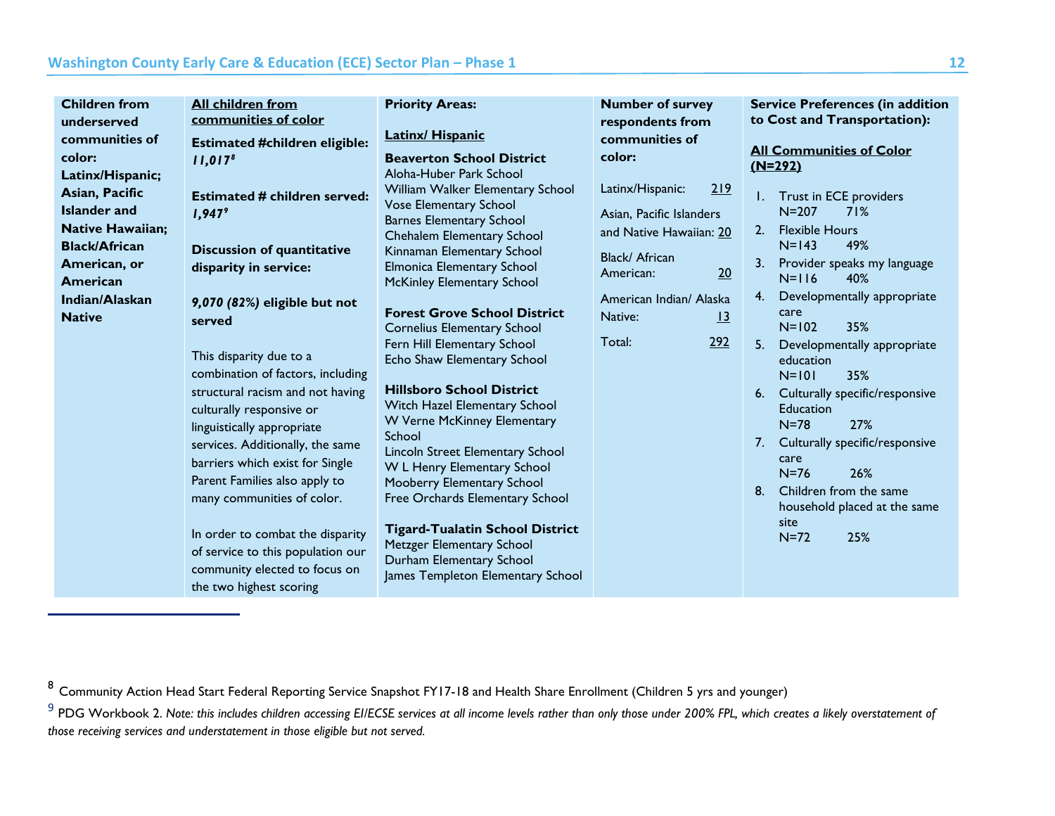| Children from underserved communities of color: Latinx/Hispanic; Asian, Pacific Islander and Native Hawaiian; Black/African American, or American Indian/Alaskan Native | All children from communities of color<br><br>**Estimated #children eligible:** ***11,017***[8]<br><br>**Estimated # children served:** ***1,947***[9]<br><br>**Discussion of quantitative disparity in service:**<br><br>***9,070 (82%)* eligible but not served**<br><br>This disparity due to a combination of factors, including structural racism and not having culturally responsive or linguistically appropriate services. Additionally, the same barriers which exist for Single Parent Families also apply to many communities of color.<br><br>In order to combat the disparity of service to this population our community elected to focus on the two highest scoring | **Priority Areas:**<br><br>**Latinx/ Hispanic**<br><br>**Beaverton School District**<br>Aloha-Huber Park School<br>William Walker Elementary School<br>Vose Elementary School<br>Barnes Elementary School<br>Chehalem Elementary School<br>Kinnaman Elementary School<br>Elmonica Elementary School<br>McKinley Elementary School<br><br>**Forest Grove School District**<br>Cornelius Elementary School<br>Fern Hill Elementary School<br>Echo Shaw Elementary School<br><br>**Hillsboro School District**<br>Witch Hazel Elementary School<br>W Verne McKinney Elementary School<br>Lincoln Street Elementary School<br>W L Henry Elementary School<br>Mooberry Elementary School<br>Free Orchards Elementary School<br><br>**Tigard-Tualatin School District**<br>Metzger Elementary School<br>Durham Elementary School<br>James Templeton Elementary School | **Number of survey respondents from communities of color:**<br><br>Latinx/Hispanic: 219<br><br>Asian, Pacific Islanders and Native Hawaiian: 20<br><br>Black/ African American: 20<br><br>American Indian/ Alaska Native: 13<br><br>Total: 292 | **Service Preferences (in addition to Cost and Transportation):**<br><br>**All Communities of Color (N=292)**<br><br>1. Trust in ECE providers N=207 71%<br>2. Flexible Hours N=143 49%<br>3. Provider speaks my language N=116 40%<br>4. Developmentally appropriate care N=102 35%<br>5. Developmentally appropriate education N=101 35%<br>6. Culturally specific/responsive Education N=78 27%<br>7. Culturally specific/responsive care N=76 26%<br>8. Children from the same household placed at the same site N=72 25% |
|---|---|---|---|---|

[8] Community Action Head Start Federal Reporting Service Snapshot FY17-18 and Health Share Enrollment (Children 5 yrs and younger)

[9] PDG Workbook 2. *Note: this includes children accessing EI/ECSE services at all income levels rather than only those under 200% FPL, which creates a likely overstatement of those receiving services and understatement in those eligible but not served.*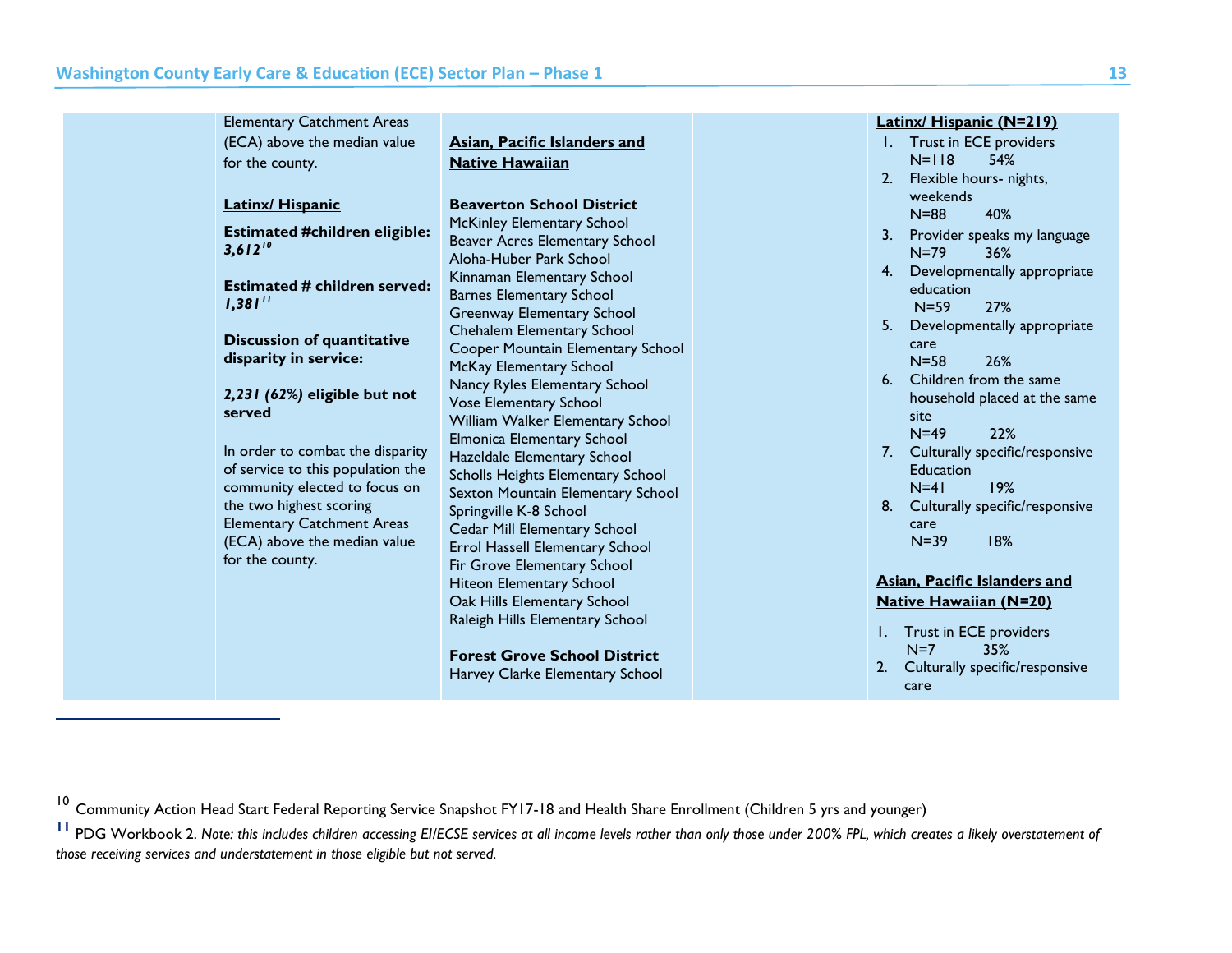| | | | | |
|---|---|---|---|---|
| | Elementary Catchment Areas (ECA) above the median value for the county.<br><br>**Latinx/ Hispanic**<br><br>**Estimated #children eligible:** ***3,612***[10]<br><br>**Estimated # children served:** ***1,381***[11]<br><br>**Discussion of quantitative disparity in service:**<br><br>***2,231 (62%)* eligible but not served**<br><br>In order to combat the disparity of service to this population the community elected to focus on the two highest scoring Elementary Catchment Areas (ECA) above the median value for the county. | **Asian, Pacific Islanders and Native Hawaiian**<br><br>**Beaverton School District**<br>McKinley Elementary School<br>Beaver Acres Elementary School<br>Aloha-Huber Park School<br>Kinnaman Elementary School<br>Barnes Elementary School<br>Greenway Elementary School<br>Chehalem Elementary School<br>Cooper Mountain Elementary School<br>McKay Elementary School<br>Nancy Ryles Elementary School<br>Vose Elementary School<br>William Walker Elementary School<br>Elmonica Elementary School<br>Hazeldale Elementary School<br>Scholls Heights Elementary School<br>Sexton Mountain Elementary School<br>Springville K-8 School<br>Cedar Mill Elementary School<br>Errol Hassell Elementary School<br>Fir Grove Elementary School<br>Hiteon Elementary School<br>Oak Hills Elementary School<br>Raleigh Hills Elementary School<br><br>**Forest Grove School District**<br>Harvey Clarke Elementary School | | **Latinx/ Hispanic (N=219)**<br>1. Trust in ECE providers N=118 54%<br>2. Flexible hours- nights, weekends N=88 40%<br>3. Provider speaks my language N=79 36%<br>4. Developmentally appropriate education N=59 27%<br>5. Developmentally appropriate care N=58 26%<br>6. Children from the same household placed at the same site N=49 22%<br>7. Culturally specific/responsive Education N=41 19%<br>8. Culturally specific/responsive care N=39 18%<br><br>**Asian, Pacific Islanders and Native Hawaiian (N=20)**<br>1. Trust in ECE providers N=7 35%<br>2. Culturally specific/responsive care |

[10] Community Action Head Start Federal Reporting Service Snapshot FY17-18 and Health Share Enrollment (Children 5 yrs and younger)

[11] PDG Workbook 2. *Note: this includes children accessing EI/ECSE services at all income levels rather than only those under 200% FPL, which creates a likely overstatement of those receiving services and understatement in those eligible but not served.*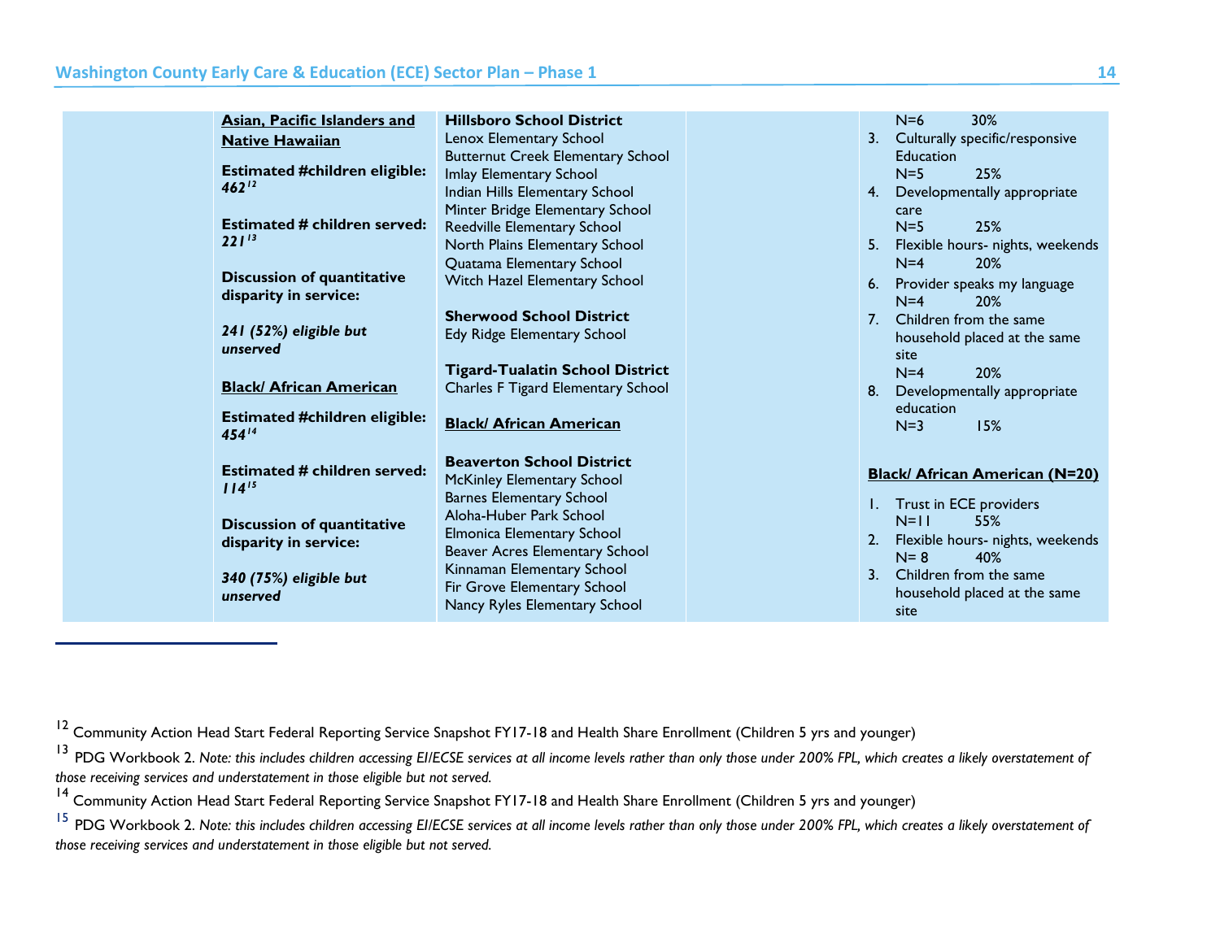| | | | | |
|---|---|---|---|---|
| | **Asian, Pacific Islanders and Native Hawaiian**<br><br>**Estimated #children eligible:** ***462***[12]<br><br>**Estimated # children served:** ***221***[13]<br><br>**Discussion of quantitative disparity in service:**<br><br>***241 (52%) eligible but unserved***<br><br>**Black/ African American**<br><br>**Estimated #children eligible:** ***454***[14]<br><br>**Estimated # children served:** ***114***[15]<br><br>**Discussion of quantitative disparity in service:**<br><br>***340 (75%) eligible but unserved*** | **Hillsboro School District**<br>Lenox Elementary School<br>Butternut Creek Elementary School<br>Imlay Elementary School<br>Indian Hills Elementary School<br>Minter Bridge Elementary School<br>Reedville Elementary School<br>North Plains Elementary School<br>Quatama Elementary School<br>Witch Hazel Elementary School<br><br>**Sherwood School District**<br>Edy Ridge Elementary School<br><br>**Tigard-Tualatin School District**<br>Charles F Tigard Elementary School<br><br>**Black/ African American**<br><br>**Beaverton School District**<br>McKinley Elementary School<br>Barnes Elementary School<br>Aloha-Huber Park School<br>Elmonica Elementary School<br>Beaver Acres Elementary School<br>Kinnaman Elementary School<br>Fir Grove Elementary School<br>Nancy Ryles Elementary School | | N=6 30%<br>3. Culturally specific/responsive Education<br>N=5 25%<br>4. Developmentally appropriate care<br>N=5 25%<br>5. Flexible hours- nights, weekends<br>N=4 20%<br>6. Provider speaks my language<br>N=4 20%<br>7. Children from the same household placed at the same site<br>N=4 20%<br>8. Developmentally appropriate education<br>N=3 15%<br><br>**Black/ African American (N=20)**<br><br>1. Trust in ECE providers<br>N=11 55%<br>2. Flexible hours- nights, weekends<br>N= 8 40%<br>3. Children from the same household placed at the same site |

[12] Community Action Head Start Federal Reporting Service Snapshot FY17-18 and Health Share Enrollment (Children 5 yrs and younger)

[13] PDG Workbook 2. *Note: this includes children accessing EI/ECSE services at all income levels rather than only those under 200% FPL, which creates a likely overstatement of those receiving services and understatement in those eligible but not served.*

[14] Community Action Head Start Federal Reporting Service Snapshot FY17-18 and Health Share Enrollment (Children 5 yrs and younger)

[15] PDG Workbook 2. *Note: this includes children accessing EI/ECSE services at all income levels rather than only those under 200% FPL, which creates a likely overstatement of those receiving services and understatement in those eligible but not served.*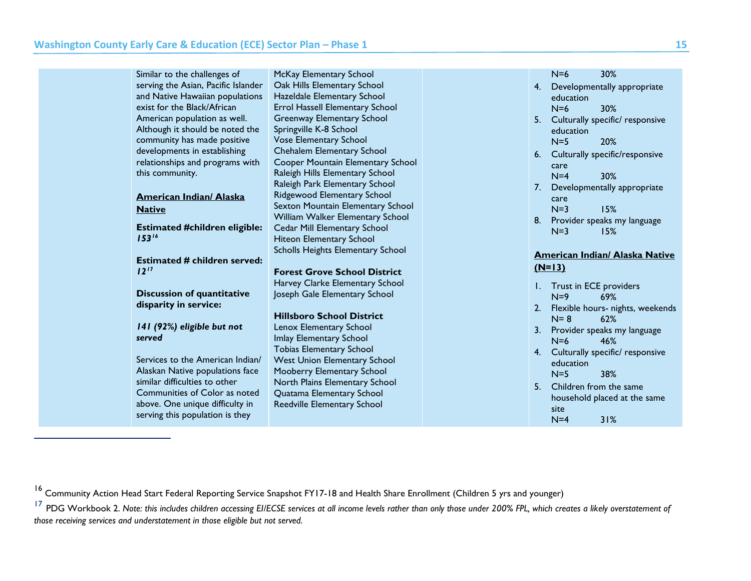| | | | | |
|---|---|---|---|---|
| | Similar to the challenges of serving the Asian, Pacific Islander and Native Hawaiian populations exist for the Black/African American population as well. Although it should be noted the community has made positive developments in establishing relationships and programs with this community.<br><br>**American Indian/ Alaska Native**<br><br>**Estimated #children eligible:** ***153***[16]<br><br>**Estimated # children served:** ***12***[17]<br><br>**Discussion of quantitative disparity in service:**<br><br>***141 (92%) eligible but not served***<br><br>Services to the American Indian/ Alaskan Native populations face similar difficulties to other Communities of Color as noted above. One unique difficulty in serving this population is they | McKay Elementary School<br>Oak Hills Elementary School<br>Hazeldale Elementary School<br>Errol Hassell Elementary School<br>Greenway Elementary School<br>Springville K-8 School<br>Vose Elementary School<br>Chehalem Elementary School<br>Cooper Mountain Elementary School<br>Raleigh Hills Elementary School<br>Raleigh Park Elementary School<br>Ridgewood Elementary School<br>Sexton Mountain Elementary School<br>William Walker Elementary School<br>Cedar Mill Elementary School<br>Hiteon Elementary School<br>Scholls Heights Elementary School<br><br>**Forest Grove School District**<br>Harvey Clarke Elementary School<br>Joseph Gale Elementary School<br><br>**Hillsboro School District**<br>Lenox Elementary School<br>Imlay Elementary School<br>Tobias Elementary School<br>West Union Elementary School<br>Mooberry Elementary School<br>North Plains Elementary School<br>Quatama Elementary School<br>Reedville Elementary School | | N=6 30%<br>4. Developmentally appropriate education N=6 30%<br>5. Culturally specific/ responsive education N=5 20%<br>6. Culturally specific/responsive care N=4 30%<br>7. Developmentally appropriate care N=3 15%<br>8. Provider speaks my language N=3 15%<br><br>**American Indian/ Alaska Native (N=13)**<br><br>1. Trust in ECE providers N=9 69%<br>2. Flexible hours- nights, weekends N= 8 62%<br>3. Provider speaks my language N=6 46%<br>4. Culturally specific/ responsive education N=5 38%<br>5. Children from the same household placed at the same site N=4 31% |

[16] Community Action Head Start Federal Reporting Service Snapshot FY17-18 and Health Share Enrollment (Children 5 yrs and younger)

[17] PDG Workbook 2. *Note: this includes children accessing EI/ECSE services at all income levels rather than only those under 200% FPL, which creates a likely overstatement of those receiving services and understatement in those eligible but not served.*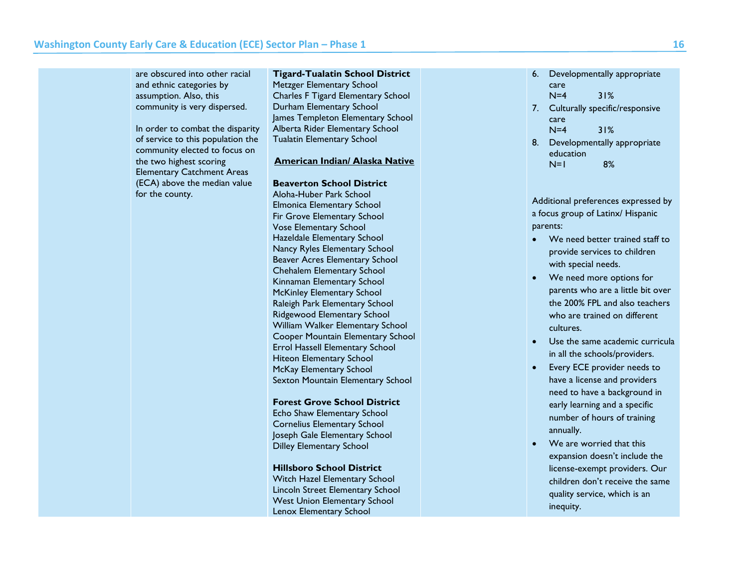| | | | | |
|---|---|---|---|---|
| | are obscured into other racial and ethnic categories by assumption. Also, this community is very dispersed.<br><br>In order to combat the disparity of service to this population the community elected to focus on the two highest scoring Elementary Catchment Areas (ECA) above the median value for the county. | **Tigard-Tualatin School District**<br>Metzger Elementary School<br>Charles F Tigard Elementary School<br>Durham Elementary School<br>James Templeton Elementary School<br>Alberta Rider Elementary School<br>Tualatin Elementary School<br><br>**<u>American Indian/ Alaska Native</u>**<br><br>**Beaverton School District**<br>Aloha-Huber Park School<br>Elmonica Elementary School<br>Fir Grove Elementary School<br>Vose Elementary School<br>Hazeldale Elementary School<br>Nancy Ryles Elementary School<br>Beaver Acres Elementary School<br>Chehalem Elementary School<br>Kinnaman Elementary School<br>McKinley Elementary School<br>Raleigh Park Elementary School<br>Ridgewood Elementary School<br>William Walker Elementary School<br>Cooper Mountain Elementary School<br>Errol Hassell Elementary School<br>Hiteon Elementary School<br>McKay Elementary School<br>Sexton Mountain Elementary School<br><br>**Forest Grove School District**<br>Echo Shaw Elementary School<br>Cornelius Elementary School<br>Joseph Gale Elementary School<br>Dilley Elementary School<br><br>**Hillsboro School District**<br>Witch Hazel Elementary School<br>Lincoln Street Elementary School<br>West Union Elementary School<br>Lenox Elementary School | | 6. Developmentally appropriate care<br>N=4 31%<br>7. Culturally specific/responsive care<br>N=4 31%<br>8. Developmentally appropriate education<br>N=1 8%<br><br>Additional preferences expressed by a focus group of Latinx/ Hispanic parents:<br>• We need better trained staff to provide services to children with special needs.<br>• We need more options for parents who are a little bit over the 200% FPL and also teachers who are trained on different cultures.<br>• Use the same academic curricula in all the schools/providers.<br>• Every ECE provider needs to have a license and providers need to have a background in early learning and a specific number of hours of training annually.<br>• We are worried that this expansion doesn't include the license-exempt providers. Our children don't receive the same quality service, which is an inequity. |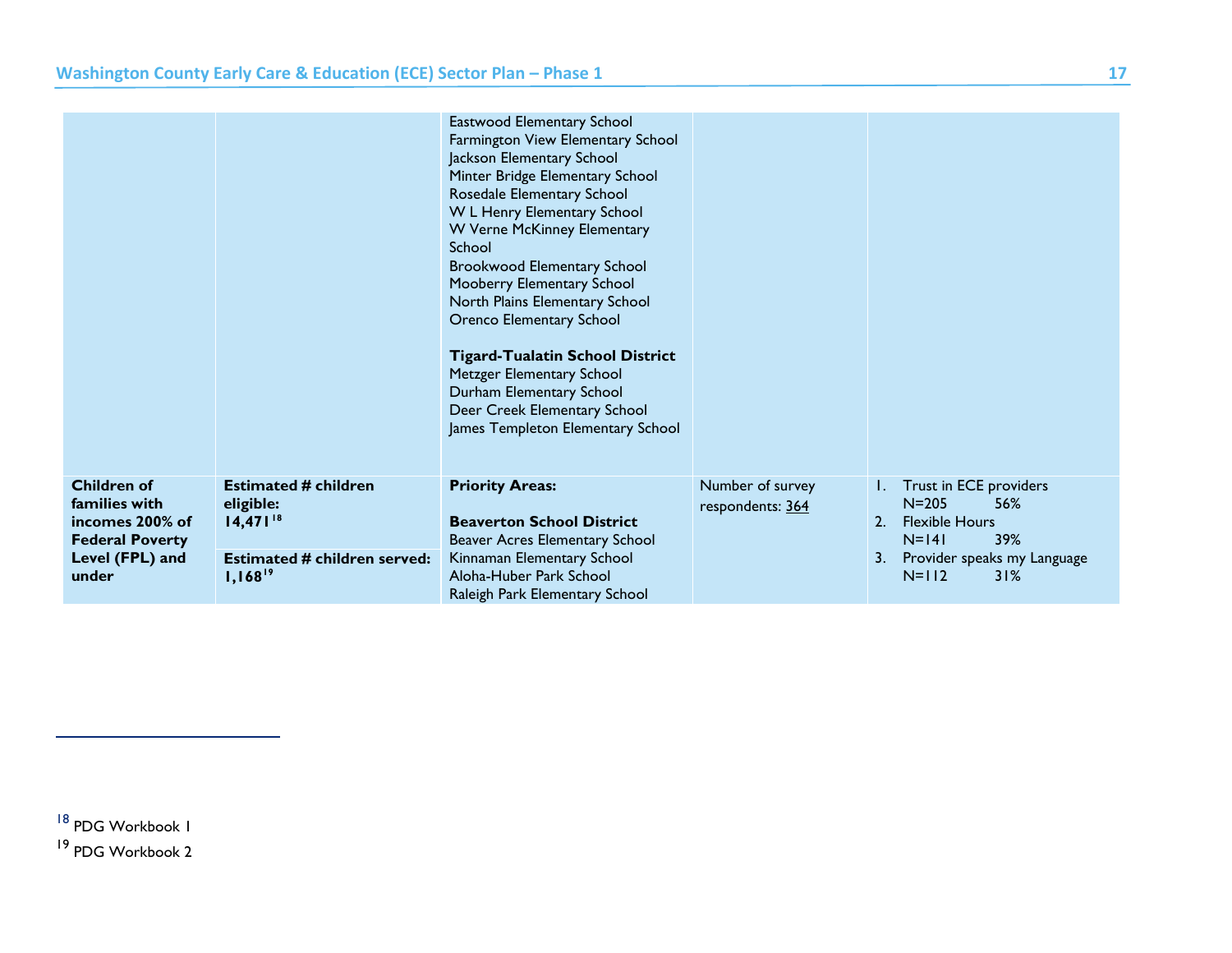| | | | | |
|---|---|---|---|---|
| | | Eastwood Elementary School<br>Farmington View Elementary School<br>Jackson Elementary School<br>Minter Bridge Elementary School<br>Rosedale Elementary School<br>W L Henry Elementary School<br>W Verne McKinney Elementary School<br>Brookwood Elementary School<br>Mooberry Elementary School<br>North Plains Elementary School<br>Orenco Elementary School<br><br>**Tigard-Tualatin School District**<br>Metzger Elementary School<br>Durham Elementary School<br>Deer Creek Elementary School<br>James Templeton Elementary School | | |
| **Children of families with incomes 200% of Federal Poverty Level (FPL) and under** | **Estimated # children eligible: 14,471**[18]<br><br>**Estimated # children served: 1,168**[19] | **Priority Areas:**<br><br>**Beaverton School District**<br>Beaver Acres Elementary School<br>Kinnaman Elementary School<br>Aloha-Huber Park School<br>Raleigh Park Elementary School | Number of survey respondents: 364 | 1. Trust in ECE providers N=205 56%<br>2. Flexible Hours N=141 39%<br>3. Provider speaks my Language N=112 31% |

[18] PDG Workbook 1

[19] PDG Workbook 2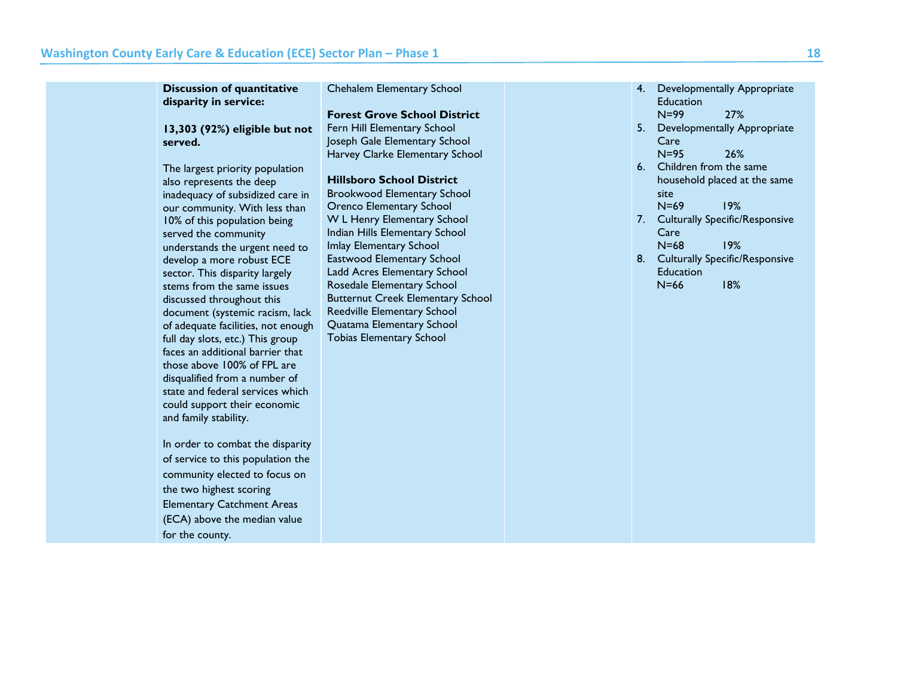| | | | | |
|---|---|---|---|---|
| | **Discussion of quantitative disparity in service:**<br><br>**13,303 (92%) eligible but not served.**<br><br>The largest priority population also represents the deep inadequacy of subsidized care in our community. With less than 10% of this population being served the community understands the urgent need to develop a more robust ECE sector. This disparity largely stems from the same issues discussed throughout this document (systemic racism, lack of adequate facilities, not enough full day slots, etc.) This group faces an additional barrier that those above 100% of FPL are disqualified from a number of state and federal services which could support their economic and family stability.<br><br>In order to combat the disparity of service to this population the community elected to focus on the two highest scoring Elementary Catchment Areas (ECA) above the median value for the county. | Chehalem Elementary School<br><br>**Forest Grove School District**<br>Fern Hill Elementary School<br>Joseph Gale Elementary School<br>Harvey Clarke Elementary School<br><br>**Hillsboro School District**<br>Brookwood Elementary School<br>Orenco Elementary School<br>W L Henry Elementary School<br>Indian Hills Elementary School<br>Imlay Elementary School<br>Eastwood Elementary School<br>Ladd Acres Elementary School<br>Rosedale Elementary School<br>Butternut Creek Elementary School<br>Reedville Elementary School<br>Quatama Elementary School<br>Tobias Elementary School | | 4. Developmentally Appropriate Education<br>N=99 27%<br>5. Developmentally Appropriate Care<br>N=95 26%<br>6. Children from the same household placed at the same site<br>N=69 19%<br>7. Culturally Specific/Responsive Care<br>N=68 19%<br>8. Culturally Specific/Responsive Education<br>N=66 18% |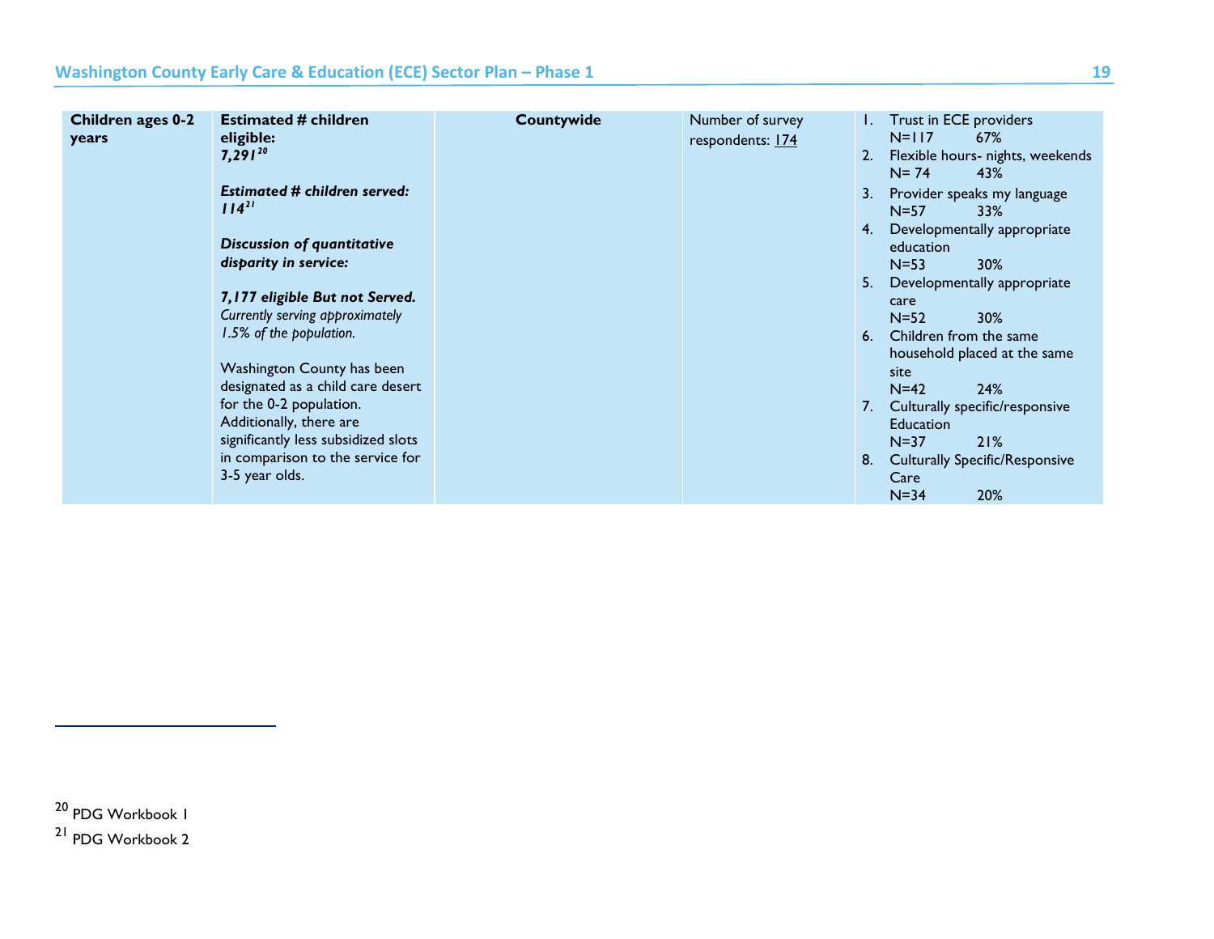| Children ages 0-2 years | Estimated # children eligible: 7,291[20]<br><br>*Estimated # children served:* ***114***[21]<br><br>***Discussion of quantitative disparity in service:***<br><br>***7,177 eligible But not Served.*** *Currently serving approximately 1.5% of the population.*<br><br>Washington County has been designated as a child care desert for the 0-2 population. Additionally, there are significantly less subsidized slots in comparison to the service for 3-5 year olds. | **Countywide** | Number of survey respondents: 174 | 1. Trust in ECE providers N=117 67%<br>2. Flexible hours- nights, weekends N= 74 43%<br>3. Provider speaks my language N=57 33%<br>4. Developmentally appropriate education N=53 30%<br>5. Developmentally appropriate care N=52 30%<br>6. Children from the same household placed at the same site N=42 24%<br>7. Culturally specific/responsive Education N=37 21%<br>8. Culturally Specific/Responsive Care N=34 20% |
|---|---|---|---|---|

[20] PDG Workbook 1

[21] PDG Workbook 2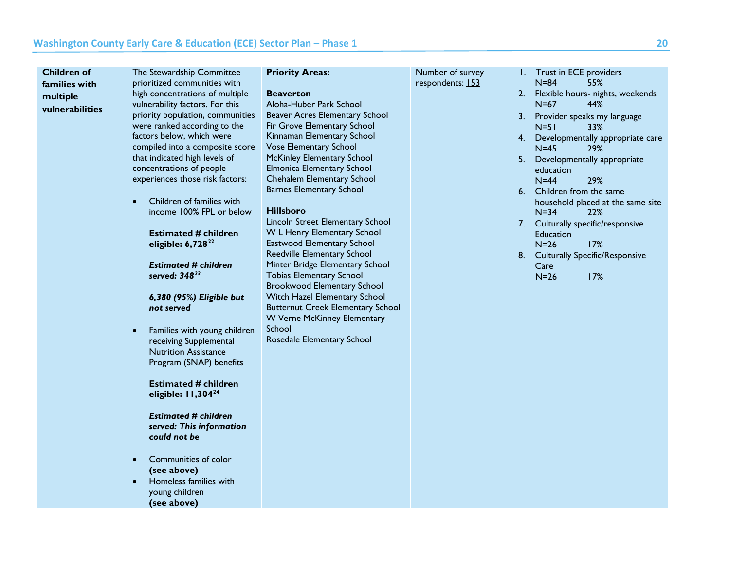| Children of families with multiple vulnerabilities | The Stewardship Committee prioritized communities with high concentrations of multiple vulnerability factors. For this priority population, communities were ranked according to the factors below, which were compiled into a composite score that indicated high levels of concentrations of people experiences those risk factors:<br><br>• Children of families with income 100% FPL or below<br><br>**Estimated # children eligible: 6,728**[22]<br><br>***Estimated # children served: 348***[23]<br><br>***6,380 (95%) Eligible but not served***<br><br>• Families with young children receiving Supplemental Nutrition Assistance Program (SNAP) benefits<br><br>**Estimated # children eligible: 11,304**[24]<br><br>***Estimated # children served: This information could not be***<br><br>• Communities of color **(see above)**<br>• Homeless families with young children **(see above)** | **Priority Areas:**<br><br>**Beaverton**<br>Aloha-Huber Park School<br>Beaver Acres Elementary School<br>Fir Grove Elementary School<br>Kinnaman Elementary School<br>Vose Elementary School<br>McKinley Elementary School<br>Elmonica Elementary School<br>Chehalem Elementary School<br>Barnes Elementary School<br><br>**Hillsboro**<br>Lincoln Street Elementary School<br>W L Henry Elementary School<br>Eastwood Elementary School<br>Reedville Elementary School<br>Minter Bridge Elementary School<br>Tobias Elementary School<br>Brookwood Elementary School<br>Witch Hazel Elementary School<br>Butternut Creek Elementary School<br>W Verne McKinney Elementary School<br>Rosedale Elementary School | Number of survey respondents: 153 | 1. Trust in ECE providers<br>N=84 55%<br>2. Flexible hours- nights, weekends<br>N=67 44%<br>3. Provider speaks my language<br>N=51 33%<br>4. Developmentally appropriate care<br>N=45 29%<br>5. Developmentally appropriate education<br>N=44 29%<br>6. Children from the same household placed at the same site<br>N=34 22%<br>7. Culturally specific/responsive Education<br>N=26 17%<br>8. Culturally Specific/Responsive Care<br>N=26 17% |
|---|---|---|---|---|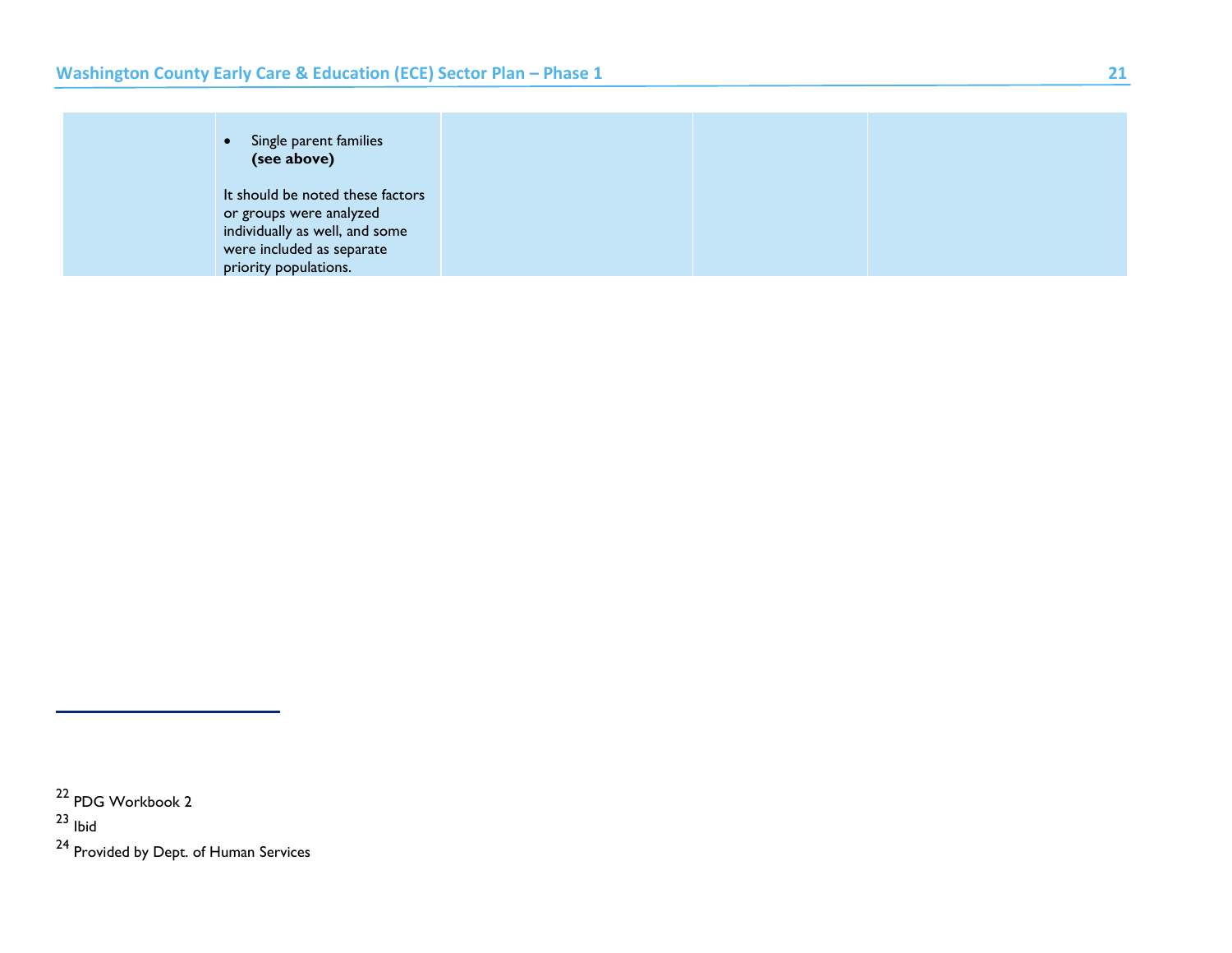|  |  |  |  |  |
| --- | --- | --- | --- | --- |
|  | • Single parent families **(see above)**<br><br>It should be noted these factors or groups were analyzed individually as well, and some were included as separate priority populations. |  |  |  |

[22] PDG Workbook 2

[23] Ibid

[24] Provided by Dept. of Human Services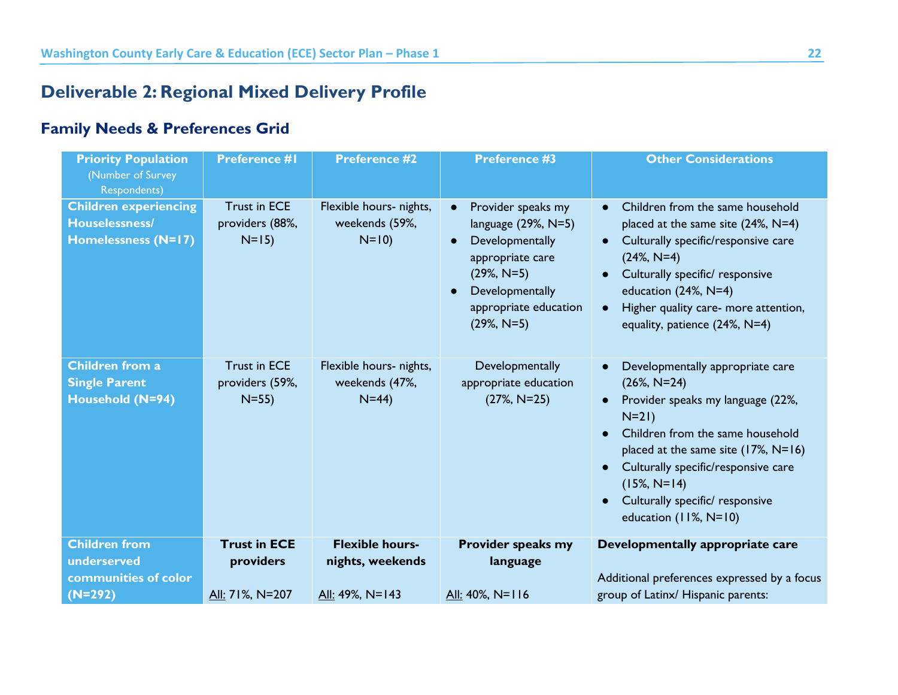## Deliverable 2: Regional Mixed Delivery Profile

### Family Needs & Preferences Grid

| Priority Population (Number of Survey Respondents) | Preference #1 | Preference #2 | Preference #3 | Other Considerations |
|---|---|---|---|---|
| **Children experiencing Houselessness/ Homelessness (N=17)** | Trust in ECE providers (88%, N=15) | Flexible hours- nights, weekends (59%, N=10) | • Provider speaks my language (29%, N=5)<br>• Developmentally appropriate care (29%, N=5)<br>• Developmentally appropriate education (29%, N=5) | • Children from the same household placed at the same site (24%, N=4)<br>• Culturally specific/responsive care (24%, N=4)<br>• Culturally specific/ responsive education (24%, N=4)<br>• Higher quality care- more attention, equality, patience (24%, N=4) |
| **Children from a Single Parent Household (N=94)** | Trust in ECE providers (59%, N=55) | Flexible hours- nights, weekends (47%, N=44) | Developmentally appropriate education (27%, N=25) | • Developmentally appropriate care (26%, N=24)<br>• Provider speaks my language (22%, N=21)<br>• Children from the same household placed at the same site (17%, N=16)<br>• Culturally specific/responsive care (15%, N=14)<br>• Culturally specific/ responsive education (11%, N=10) |
| **Children from underserved communities of color (N=292)** | **Trust in ECE providers**<br><br>All: 71%, N=207 | **Flexible hours- nights, weekends**<br><br>All: 49%, N=143 | **Provider speaks my language**<br><br>All: 40%, N=116 | **Developmentally appropriate care**<br><br>Additional preferences expressed by a focus group of Latinx/ Hispanic parents: |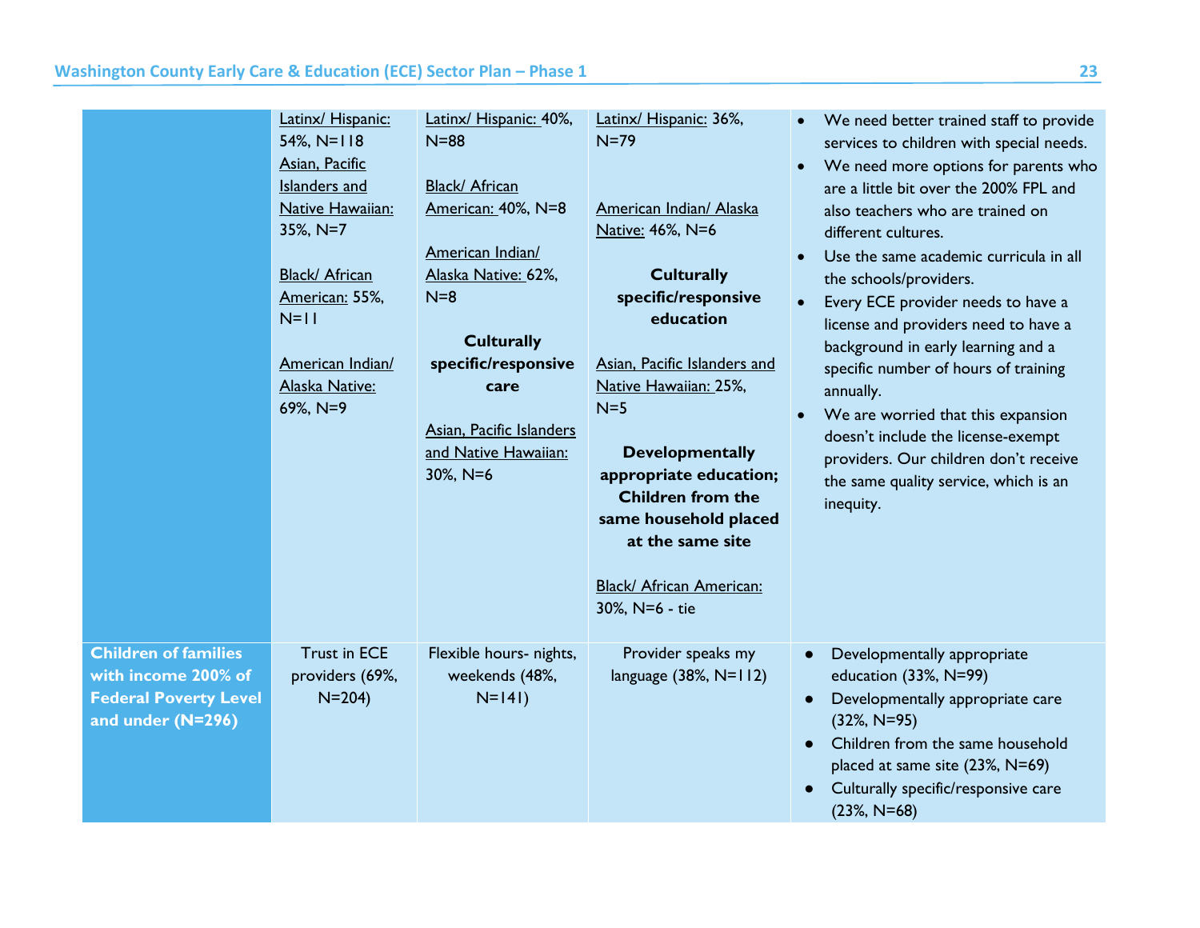| | | | | |
|---|---|---|---|---|
| | Latinx/ Hispanic: 54%, N=118<br>Asian, Pacific Islanders and Native Hawaiian: 35%, N=7<br><br>Black/ African American: 55%, N=11<br><br>American Indian/ Alaska Native: 69%, N=9 | Latinx/ Hispanic: 40%, N=88<br><br>Black/ African American: 40%, N=8<br><br>American Indian/ Alaska Native: 62%, N=8<br><br>**Culturally specific/responsive care**<br><br>Asian, Pacific Islanders and Native Hawaiian: 30%, N=6 | Latinx/ Hispanic: 36%, N=79<br><br>American Indian/ Alaska Native: 46%, N=6<br><br>**Culturally specific/responsive education**<br><br>Asian, Pacific Islanders and Native Hawaiian: 25%, N=5<br><br>**Developmentally appropriate education; Children from the same household placed at the same site**<br><br>Black/ African American: 30%, N=6 - tie | • We need better trained staff to provide services to children with special needs.<br>• We need more options for parents who are a little bit over the 200% FPL and also teachers who are trained on different cultures.<br>• Use the same academic curricula in all the schools/providers.<br>• Every ECE provider needs to have a license and providers need to have a background in early learning and a specific number of hours of training annually.<br>• We are worried that this expansion doesn't include the license-exempt providers. Our children don't receive the same quality service, which is an inequity. |
| **Children of families with income 200% of Federal Poverty Level and under (N=296)** | Trust in ECE providers (69%, N=204) | Flexible hours- nights, weekends (48%, N=141) | Provider speaks my language (38%, N=112) | • Developmentally appropriate education (33%, N=99)<br>• Developmentally appropriate care (32%, N=95)<br>• Children from the same household placed at same site (23%, N=69)<br>• Culturally specific/responsive care (23%, N=68) |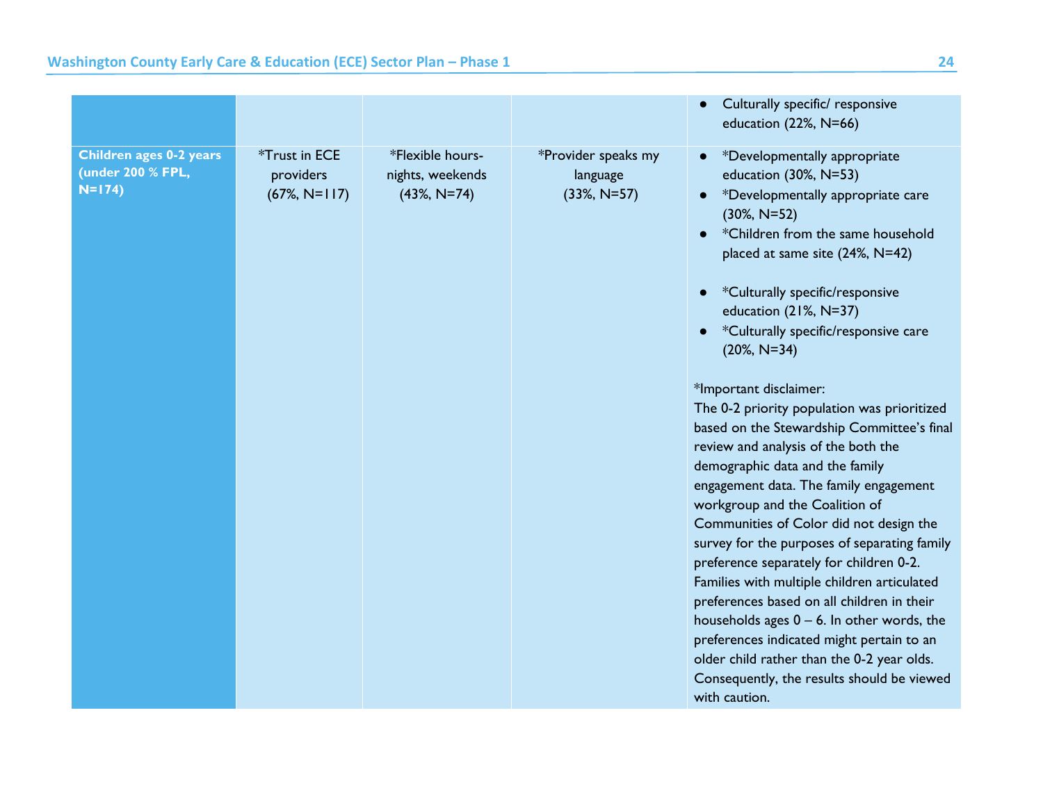| | | | | |
|---|---|---|---|---|
| | | | | • Culturally specific/ responsive education (22%, N=66) |
| **Children ages 0-2 years (under 200 % FPL, N=174)** | *Trust in ECE providers (67%, N=117) | *Flexible hours- nights, weekends (43%, N=74) | *Provider speaks my language (33%, N=57) | • *Developmentally appropriate education (30%, N=53)<br>• *Developmentally appropriate care (30%, N=52)<br>• *Children from the same household placed at same site (24%, N=42)<br>• *Culturally specific/responsive education (21%, N=37)<br>• *Culturally specific/responsive care (20%, N=34)<br><br>*Important disclaimer:<br>The 0-2 priority population was prioritized based on the Stewardship Committee's final review and analysis of the both the demographic data and the family engagement data. The family engagement workgroup and the Coalition of Communities of Color did not design the survey for the purposes of separating family preference separately for children 0-2. Families with multiple children articulated preferences based on all children in their households ages 0 – 6. In other words, the preferences indicated might pertain to an older child rather than the 0-2 year olds. Consequently, the results should be viewed with caution. |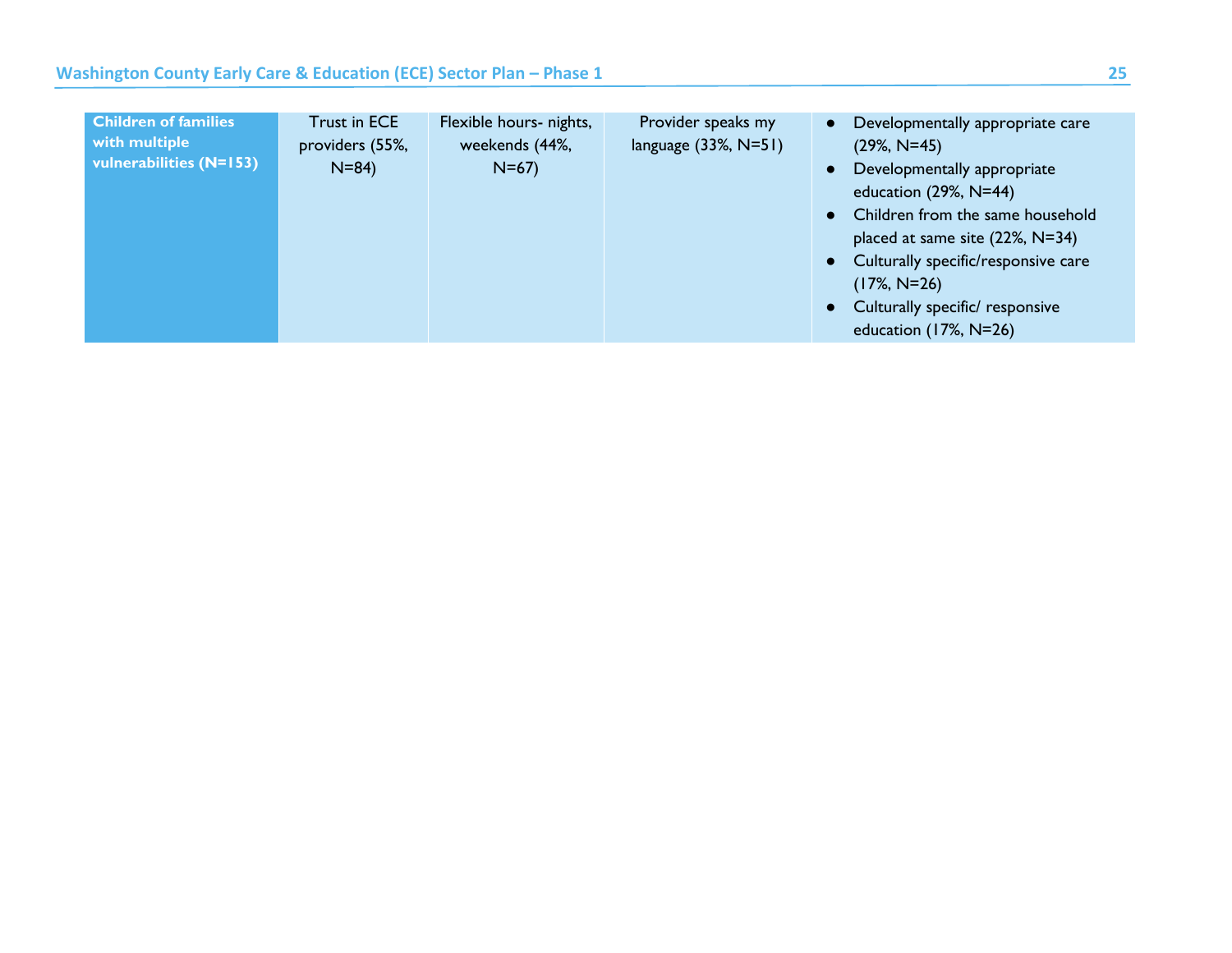| | | | | |
|---|---|---|---|---|
| **Children of families with multiple vulnerabilities (N=153)** | Trust in ECE providers (55%, N=84) | Flexible hours- nights, weekends (44%, N=67) | Provider speaks my language (33%, N=51) | ● Developmentally appropriate care (29%, N=45)<br>● Developmentally appropriate education (29%, N=44)<br>● Children from the same household placed at same site (22%, N=34)<br>● Culturally specific/responsive care (17%, N=26)<br>● Culturally specific/ responsive education (17%, N=26) |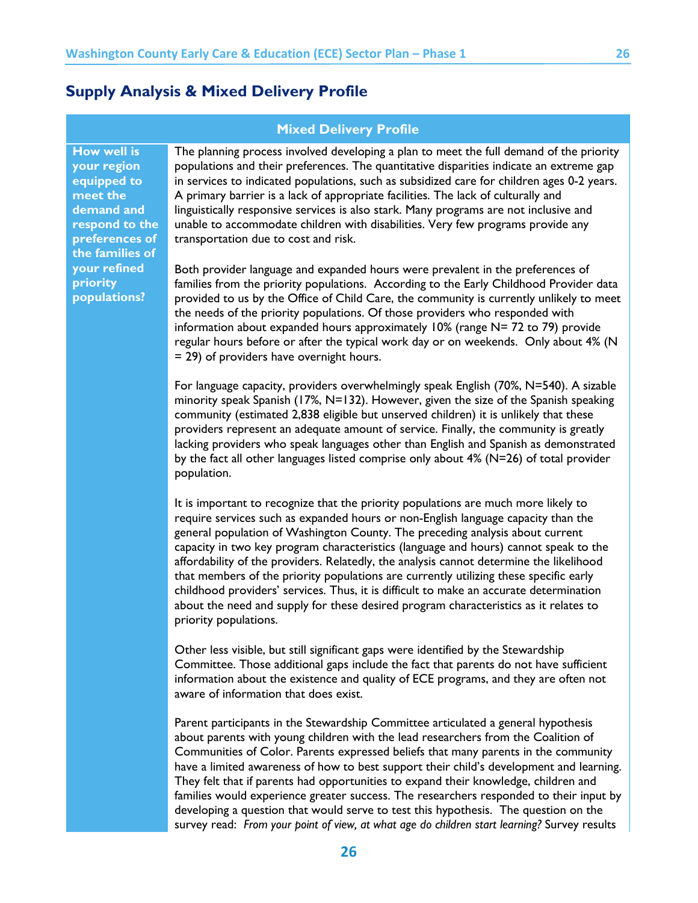## Supply Analysis & Mixed Delivery Profile

| Mixed Delivery Profile | |
|---|---|
| **How well is your region equipped to meet the demand and respond to the preferences of the families of your refined priority populations?** | The planning process involved developing a plan to meet the full demand of the priority populations and their preferences. The quantitative disparities indicate an extreme gap in services to indicated populations, such as subsidized care for children ages 0-2 years. A primary barrier is a lack of appropriate facilities. The lack of culturally and linguistically responsive services is also stark. Many programs are not inclusive and unable to accommodate children with disabilities. Very few programs provide any transportation due to cost and risk.<br><br>Both provider language and expanded hours were prevalent in the preferences of families from the priority populations. According to the Early Childhood Provider data provided to us by the Office of Child Care, the community is currently unlikely to meet the needs of the priority populations. Of those providers who responded with information about expanded hours approximately 10% (range N= 72 to 79) provide regular hours before or after the typical work day or on weekends. Only about 4% (N = 29) of providers have overnight hours.<br><br>For language capacity, providers overwhelmingly speak English (70%, N=540). A sizable minority speak Spanish (17%, N=132). However, given the size of the Spanish speaking community (estimated 2,838 eligible but unserved children) it is unlikely that these providers represent an adequate amount of service. Finally, the community is greatly lacking providers who speak languages other than English and Spanish as demonstrated by the fact all other languages listed comprise only about 4% (N=26) of total provider population.<br><br>It is important to recognize that the priority populations are much more likely to require services such as expanded hours or non-English language capacity than the general population of Washington County. The preceding analysis about current capacity in two key program characteristics (language and hours) cannot speak to the affordability of the providers. Relatedly, the analysis cannot determine the likelihood that members of the priority populations are currently utilizing these specific early childhood providers' services. Thus, it is difficult to make an accurate determination about the need and supply for these desired program characteristics as it relates to priority populations.<br><br>Other less visible, but still significant gaps were identified by the Stewardship Committee. Those additional gaps include the fact that parents do not have sufficient information about the existence and quality of ECE programs, and they are often not aware of information that does exist.<br><br>Parent participants in the Stewardship Committee articulated a general hypothesis about parents with young children with the lead researchers from the Coalition of Communities of Color. Parents expressed beliefs that many parents in the community have a limited awareness of how to best support their child's development and learning. They felt that if parents had opportunities to expand their knowledge, children and families would experience greater success. The researchers responded to their input by developing a question that would serve to test this hypothesis. The question on the survey read: *From your point of view, at what age do children start learning?* Survey results |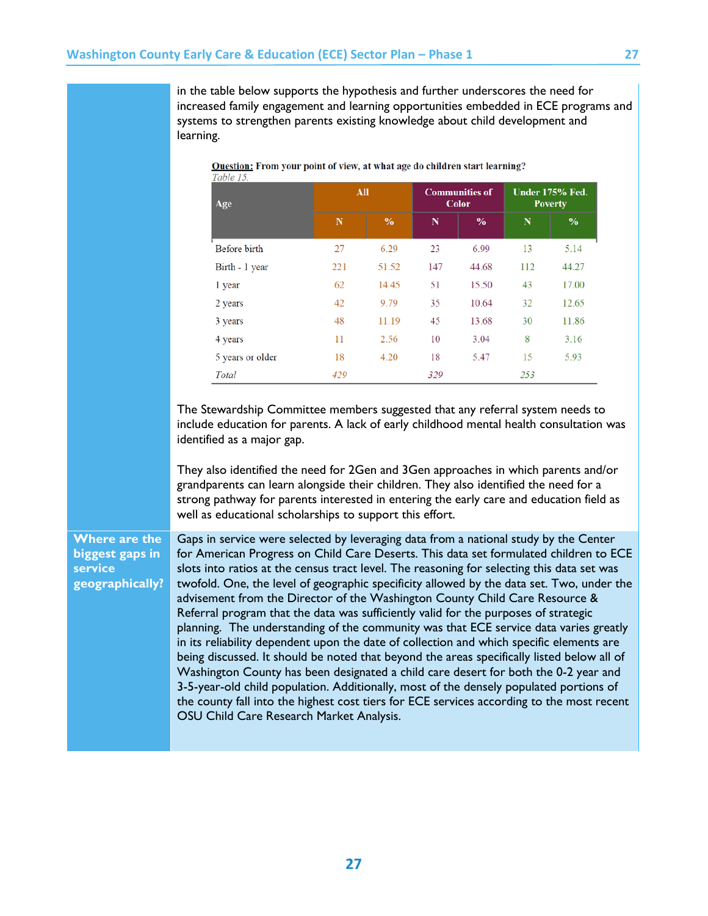in the table below supports the hypothesis and further underscores the need for increased family engagement and learning opportunities embedded in ECE programs and systems to strengthen parents existing knowledge about child development and learning.

**Question:** From your point of view, at what age do children start learning?

*Table 15.*

| Age | All | | Communities of Color | | Under 175% Fed. Poverty | |
|---|---|---|---|---|---|---|
| | N | % | N | % | N | % |
| Before birth | 27 | 6.29 | 23 | 6.99 | 13 | 5.14 |
| Birth - 1 year | 221 | 51.52 | 147 | 44.68 | 112 | 44.27 |
| 1 year | 62 | 14.45 | 51 | 15.50 | 43 | 17.00 |
| 2 years | 42 | 9.79 | 35 | 10.64 | 32 | 12.65 |
| 3 years | 48 | 11.19 | 45 | 13.68 | 30 | 11.86 |
| 4 years | 11 | 2.56 | 10 | 3.04 | 8 | 3.16 |
| 5 years or older | 18 | 4.20 | 18 | 5.47 | 15 | 5.93 |
| *Total* | *429* | | *329* | | *253* | |

The Stewardship Committee members suggested that any referral system needs to include education for parents. A lack of early childhood mental health consultation was identified as a major gap.

They also identified the need for 2Gen and 3Gen approaches in which parents and/or grandparents can learn alongside their children. They also identified the need for a strong pathway for parents interested in entering the early care and education field as well as educational scholarships to support this effort.

**Where are the biggest gaps in service geographically?**

Gaps in service were selected by leveraging data from a national study by the Center for American Progress on Child Care Deserts. This data set formulated children to ECE slots into ratios at the census tract level. The reasoning for selecting this data set was twofold. One, the level of geographic specificity allowed by the data set. Two, under the advisement from the Director of the Washington County Child Care Resource & Referral program that the data was sufficiently valid for the purposes of strategic planning. The understanding of the community was that ECE service data varies greatly in its reliability dependent upon the date of collection and which specific elements are being discussed. It should be noted that beyond the areas specifically listed below all of Washington County has been designated a child care desert for both the 0-2 year and 3-5-year-old child population. Additionally, most of the densely populated portions of the county fall into the highest cost tiers for ECE services according to the most recent OSU Child Care Research Market Analysis.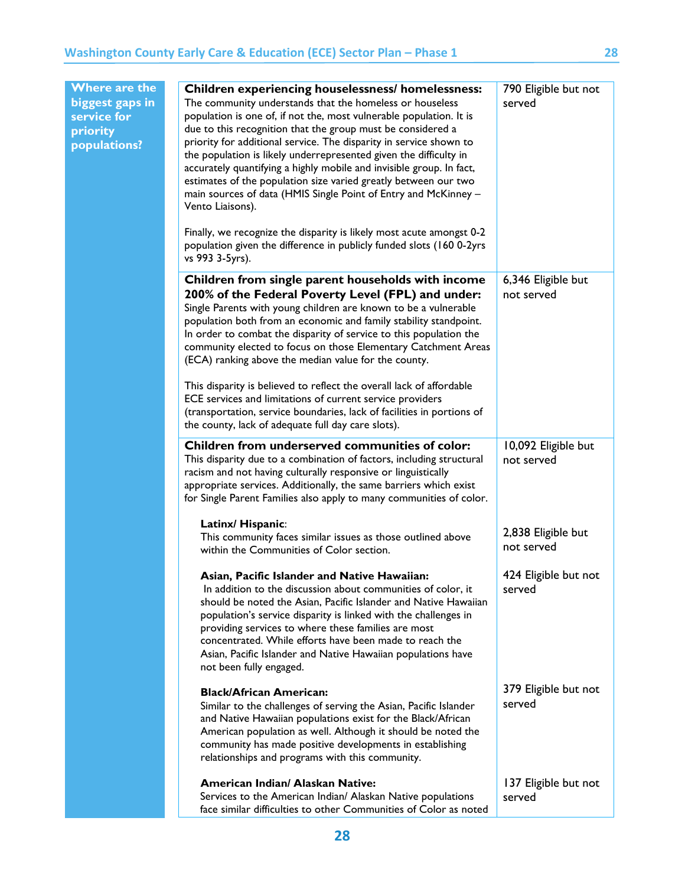| Where are the biggest gaps in service for priority populations? | **Children experiencing houselessness/ homelessness:** The community understands that the homeless or houseless population is one of, if not the, most vulnerable population. It is due to this recognition that the group must be considered a priority for additional service. The disparity in service shown to the population is likely underrepresented given the difficulty in accurately quantifying a highly mobile and invisible group. In fact, estimates of the population size varied greatly between our two main sources of data (HMIS Single Point of Entry and McKinney – Vento Liaisons).<br><br>Finally, we recognize the disparity is likely most acute amongst 0-2 population given the difference in publicly funded slots (160 0-2yrs vs 993 3-5yrs). | 790 Eligible but not served |
|---|---|---|
| | **Children from single parent households with income 200% of the Federal Poverty Level (FPL) and under:** Single Parents with young children are known to be a vulnerable population both from an economic and family stability standpoint. In order to combat the disparity of service to this population the community elected to focus on those Elementary Catchment Areas (ECA) ranking above the median value for the county.<br><br>This disparity is believed to reflect the overall lack of affordable ECE services and limitations of current service providers (transportation, service boundaries, lack of facilities in portions of the county, lack of adequate full day care slots). | 6,346 Eligible but not served |
| | **Children from underserved communities of color:** This disparity due to a combination of factors, including structural racism and not having culturally responsive or linguistically appropriate services. Additionally, the same barriers which exist for Single Parent Families also apply to many communities of color. | 10,092 Eligible but not served |
| | **Latinx/ Hispanic**: This community faces similar issues as those outlined above within the Communities of Color section. | 2,838 Eligible but not served |
| | **Asian, Pacific Islander and Native Hawaiian:** In addition to the discussion about communities of color, it should be noted the Asian, Pacific Islander and Native Hawaiian population's service disparity is linked with the challenges in providing services to where these families are most concentrated. While efforts have been made to reach the Asian, Pacific Islander and Native Hawaiian populations have not been fully engaged. | 424 Eligible but not served |
| | **Black/African American:** Similar to the challenges of serving the Asian, Pacific Islander and Native Hawaiian populations exist for the Black/African American population as well. Although it should be noted the community has made positive developments in establishing relationships and programs with this community. | 379 Eligible but not served |
| | **American Indian/ Alaskan Native:** Services to the American Indian/ Alaskan Native populations face similar difficulties to other Communities of Color as noted | 137 Eligible but not served |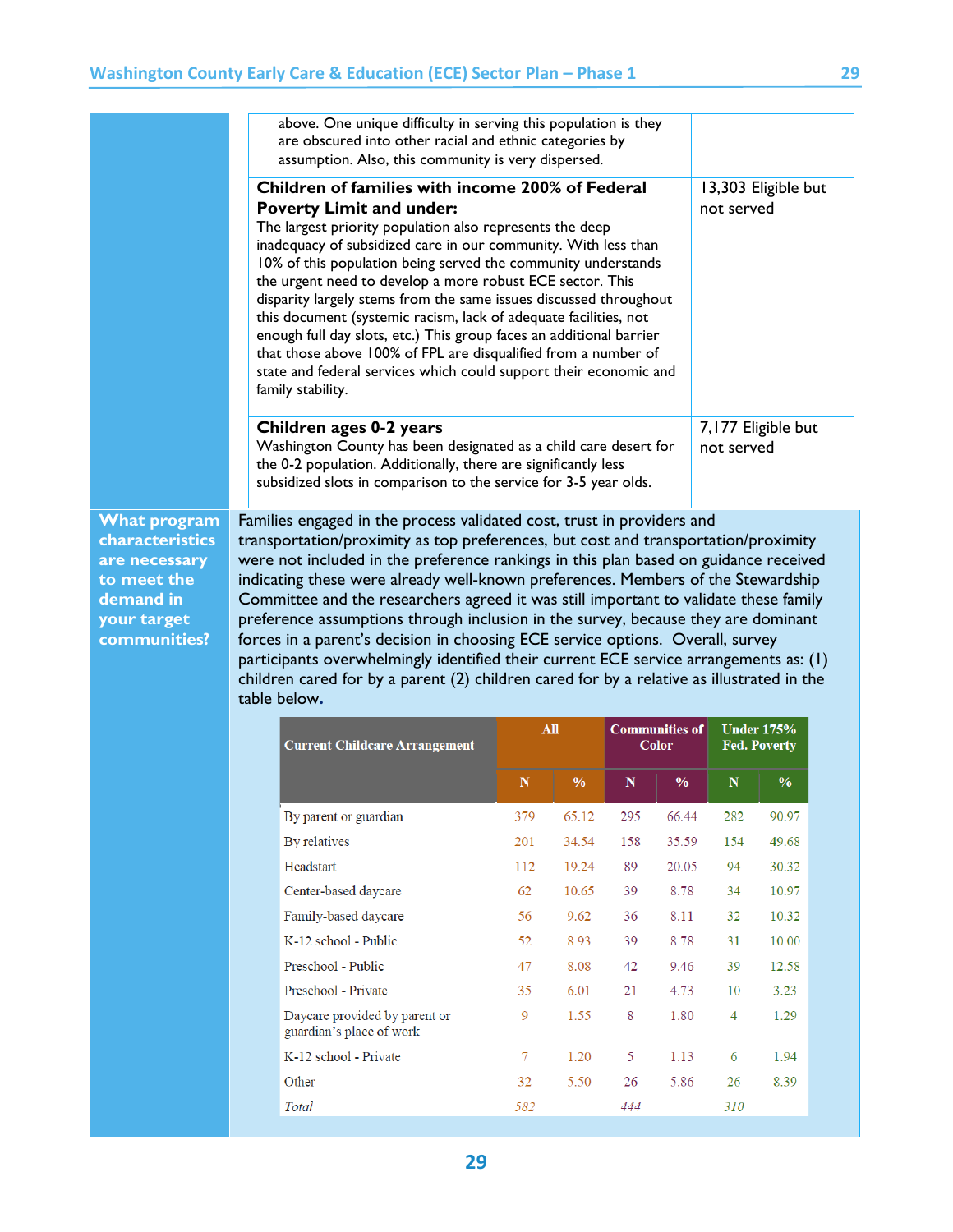| | |
|---|---|
| above. One unique difficulty in serving this population is they are obscured into other racial and ethnic categories by assumption. Also, this community is very dispersed. | |
| **Children of families with income 200% of Federal Poverty Limit and under:** The largest priority population also represents the deep inadequacy of subsidized care in our community. With less than 10% of this population being served the community understands the urgent need to develop a more robust ECE sector. This disparity largely stems from the same issues discussed throughout this document (systemic racism, lack of adequate facilities, not enough full day slots, etc.) This group faces an additional barrier that those above 100% of FPL are disqualified from a number of state and federal services which could support their economic and family stability. | 13,303 Eligible but not served |
| **Children ages 0-2 years** Washington County has been designated as a child care desert for the 0-2 population. Additionally, there are significantly less subsidized slots in comparison to the service for 3-5 year olds. | 7,177 Eligible but not served |

**What program characteristics are necessary to meet the demand in your target communities?**

Families engaged in the process validated cost, trust in providers and transportation/proximity as top preferences, but cost and transportation/proximity were not included in the preference rankings in this plan based on guidance received indicating these were already well-known preferences. Members of the Stewardship Committee and the researchers agreed it was still important to validate these family preference assumptions through inclusion in the survey, because they are dominant forces in a parent's decision in choosing ECE service options. Overall, survey participants overwhelmingly identified their current ECE service arrangements as: (1) children cared for by a parent (2) children cared for by a relative as illustrated in the table below.

| Current Childcare Arrangement | All | | Communities of Color | | Under 175% Fed. Poverty | |
|---|---|---|---|---|---|---|
| | N | % | N | % | N | % |
| By parent or guardian | 379 | 65.12 | 295 | 66.44 | 282 | 90.97 |
| By relatives | 201 | 34.54 | 158 | 35.59 | 154 | 49.68 |
| Headstart | 112 | 19.24 | 89 | 20.05 | 94 | 30.32 |
| Center-based daycare | 62 | 10.65 | 39 | 8.78 | 34 | 10.97 |
| Family-based daycare | 56 | 9.62 | 36 | 8.11 | 32 | 10.32 |
| K-12 school - Public | 52 | 8.93 | 39 | 8.78 | 31 | 10.00 |
| Preschool - Public | 47 | 8.08 | 42 | 9.46 | 39 | 12.58 |
| Preschool - Private | 35 | 6.01 | 21 | 4.73 | 10 | 3.23 |
| Daycare provided by parent or guardian's place of work | 9 | 1.55 | 8 | 1.80 | 4 | 1.29 |
| K-12 school - Private | 7 | 1.20 | 5 | 1.13 | 6 | 1.94 |
| Other | 32 | 5.50 | 26 | 5.86 | 26 | 8.39 |
| *Total* | *582* | | *444* | | *310* | |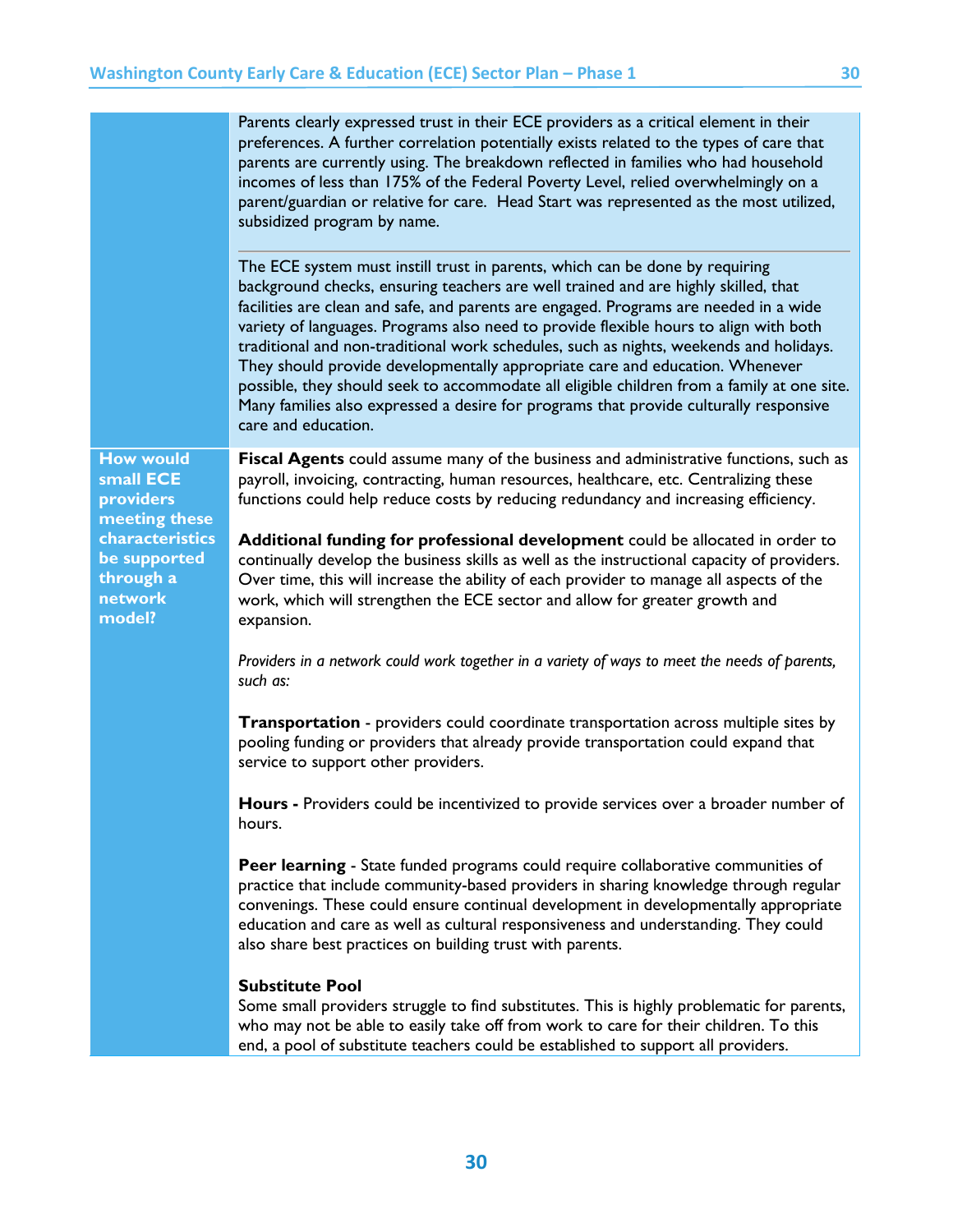| | |
|---|---|
| | Parents clearly expressed trust in their ECE providers as a critical element in their preferences. A further correlation potentially exists related to the types of care that parents are currently using. The breakdown reflected in families who had household incomes of less than 175% of the Federal Poverty Level, relied overwhelmingly on a parent/guardian or relative for care. Head Start was represented as the most utilized, subsidized program by name.<br><br>The ECE system must instill trust in parents, which can be done by requiring background checks, ensuring teachers are well trained and are highly skilled, that facilities are clean and safe, and parents are engaged. Programs are needed in a wide variety of languages. Programs also need to provide flexible hours to align with both traditional and non-traditional work schedules, such as nights, weekends and holidays. They should provide developmentally appropriate care and education. Whenever possible, they should seek to accommodate all eligible children from a family at one site. Many families also expressed a desire for programs that provide culturally responsive care and education. |
| **How would small ECE providers meeting these characteristics be supported through a network model?** | **Fiscal Agents** could assume many of the business and administrative functions, such as payroll, invoicing, contracting, human resources, healthcare, etc. Centralizing these functions could help reduce costs by reducing redundancy and increasing efficiency.<br><br>**Additional funding for professional development** could be allocated in order to continually develop the business skills as well as the instructional capacity of providers. Over time, this will increase the ability of each provider to manage all aspects of the work, which will strengthen the ECE sector and allow for greater growth and expansion.<br><br>*Providers in a network could work together in a variety of ways to meet the needs of parents, such as:*<br><br>**Transportation** - providers could coordinate transportation across multiple sites by pooling funding or providers that already provide transportation could expand that service to support other providers.<br><br>**Hours -** Providers could be incentivized to provide services over a broader number of hours.<br><br>**Peer learning** - State funded programs could require collaborative communities of practice that include community-based providers in sharing knowledge through regular convenings. These could ensure continual development in developmentally appropriate education and care as well as cultural responsiveness and understanding. They could also share best practices on building trust with parents.<br><br>**Substitute Pool**<br>Some small providers struggle to find substitutes. This is highly problematic for parents, who may not be able to easily take off from work to care for their children. To this end, a pool of substitute teachers could be established to support all providers. |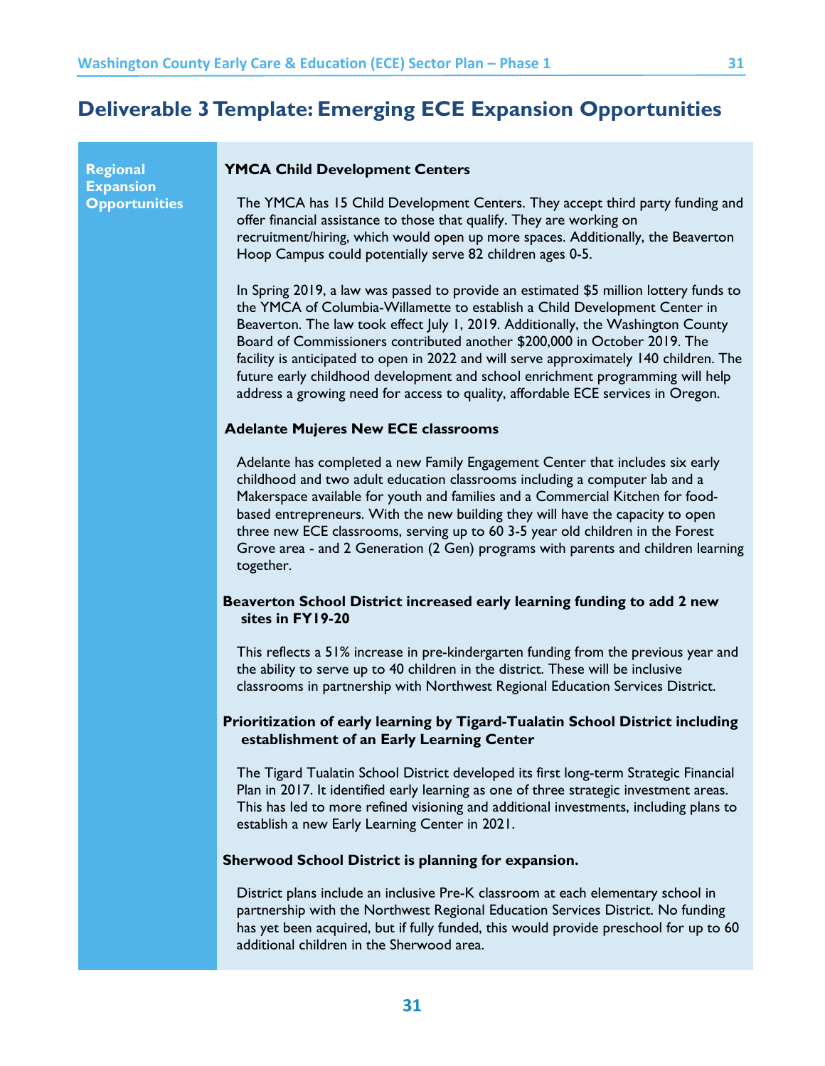# Deliverable 3 Template: Emerging ECE Expansion Opportunities

**Regional Expansion Opportunities**

**YMCA Child Development Centers**

The YMCA has 15 Child Development Centers. They accept third party funding and offer financial assistance to those that qualify. They are working on recruitment/hiring, which would open up more spaces. Additionally, the Beaverton Hoop Campus could potentially serve 82 children ages 0-5.

In Spring 2019, a law was passed to provide an estimated $5 million lottery funds to the YMCA of Columbia-Willamette to establish a Child Development Center in Beaverton. The law took effect July 1, 2019. Additionally, the Washington County Board of Commissioners contributed another $200,000 in October 2019. The facility is anticipated to open in 2022 and will serve approximately 140 children. The future early childhood development and school enrichment programming will help address a growing need for access to quality, affordable ECE services in Oregon.

**Adelante Mujeres New ECE classrooms**

Adelante has completed a new Family Engagement Center that includes six early childhood and two adult education classrooms including a computer lab and a Makerspace available for youth and families and a Commercial Kitchen for food-based entrepreneurs. With the new building they will have the capacity to open three new ECE classrooms, serving up to 60 3-5 year old children in the Forest Grove area - and 2 Generation (2 Gen) programs with parents and children learning together.

**Beaverton School District increased early learning funding to add 2 new sites in FY19-20**

This reflects a 51% increase in pre-kindergarten funding from the previous year and the ability to serve up to 40 children in the district. These will be inclusive classrooms in partnership with Northwest Regional Education Services District.

**Prioritization of early learning by Tigard-Tualatin School District including establishment of an Early Learning Center**

The Tigard Tualatin School District developed its first long-term Strategic Financial Plan in 2017. It identified early learning as one of three strategic investment areas. This has led to more refined visioning and additional investments, including plans to establish a new Early Learning Center in 2021.

**Sherwood School District is planning for expansion.**

District plans include an inclusive Pre-K classroom at each elementary school in partnership with the Northwest Regional Education Services District. No funding has yet been acquired, but if fully funded, this would provide preschool for up to 60 additional children in the Sherwood area.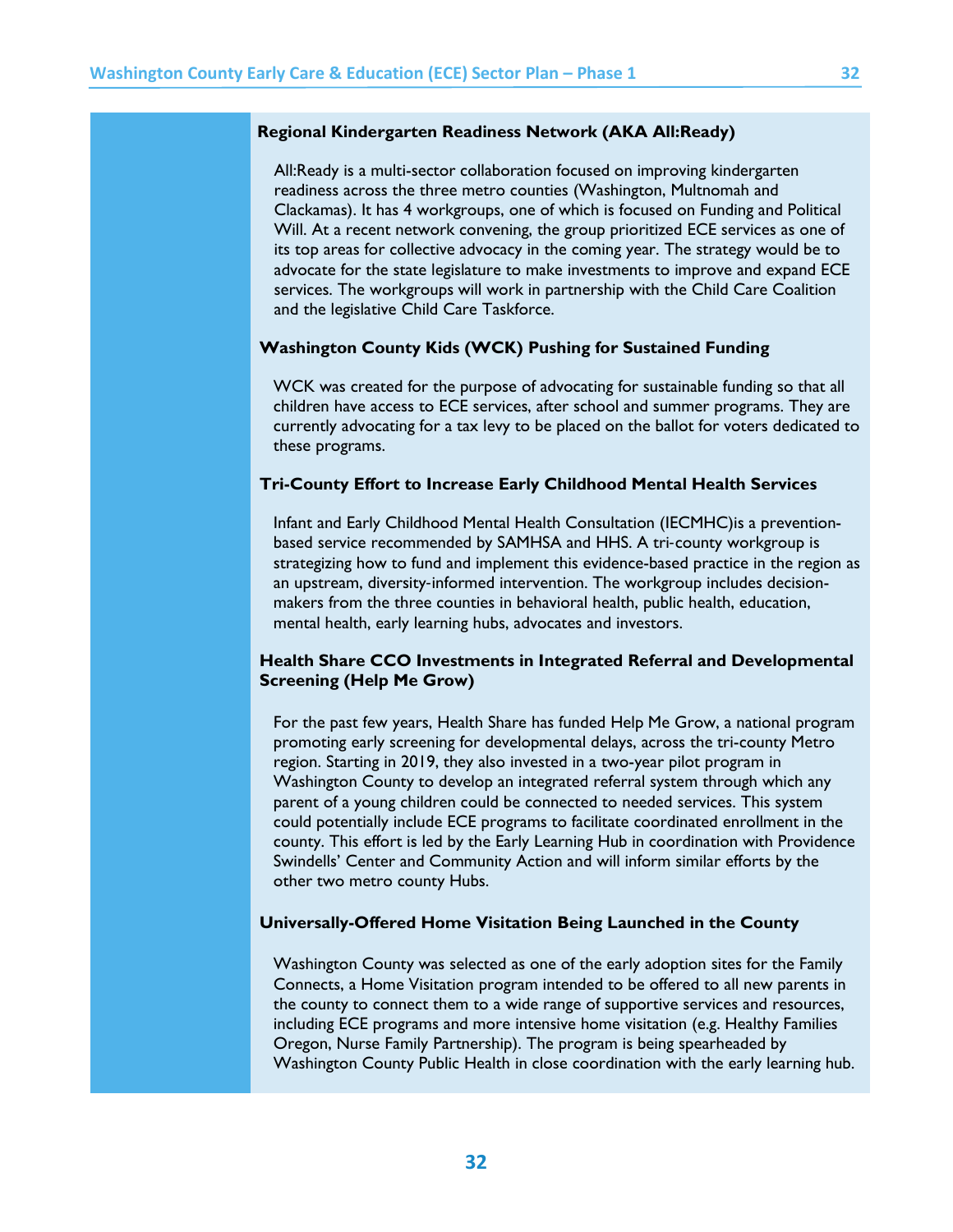**Regional Kindergarten Readiness Network (AKA All:Ready)**

All:Ready is a multi-sector collaboration focused on improving kindergarten readiness across the three metro counties (Washington, Multnomah and Clackamas). It has 4 workgroups, one of which is focused on Funding and Political Will. At a recent network convening, the group prioritized ECE services as one of its top areas for collective advocacy in the coming year. The strategy would be to advocate for the state legislature to make investments to improve and expand ECE services. The workgroups will work in partnership with the Child Care Coalition and the legislative Child Care Taskforce.

**Washington County Kids (WCK) Pushing for Sustained Funding**

WCK was created for the purpose of advocating for sustainable funding so that all children have access to ECE services, after school and summer programs. They are currently advocating for a tax levy to be placed on the ballot for voters dedicated to these programs.

**Tri-County Effort to Increase Early Childhood Mental Health Services**

Infant and Early Childhood Mental Health Consultation (IECMHC)is a prevention-based service recommended by SAMHSA and HHS. A tri-county workgroup is strategizing how to fund and implement this evidence-based practice in the region as an upstream, diversity-informed intervention. The workgroup includes decision-makers from the three counties in behavioral health, public health, education, mental health, early learning hubs, advocates and investors.

**Health Share CCO Investments in Integrated Referral and Developmental Screening (Help Me Grow)**

For the past few years, Health Share has funded Help Me Grow, a national program promoting early screening for developmental delays, across the tri-county Metro region. Starting in 2019, they also invested in a two-year pilot program in Washington County to develop an integrated referral system through which any parent of a young children could be connected to needed services. This system could potentially include ECE programs to facilitate coordinated enrollment in the county. This effort is led by the Early Learning Hub in coordination with Providence Swindells' Center and Community Action and will inform similar efforts by the other two metro county Hubs.

**Universally-Offered Home Visitation Being Launched in the County**

Washington County was selected as one of the early adoption sites for the Family Connects, a Home Visitation program intended to be offered to all new parents in the county to connect them to a wide range of supportive services and resources, including ECE programs and more intensive home visitation (e.g. Healthy Families Oregon, Nurse Family Partnership). The program is being spearheaded by Washington County Public Health in close coordination with the early learning hub.